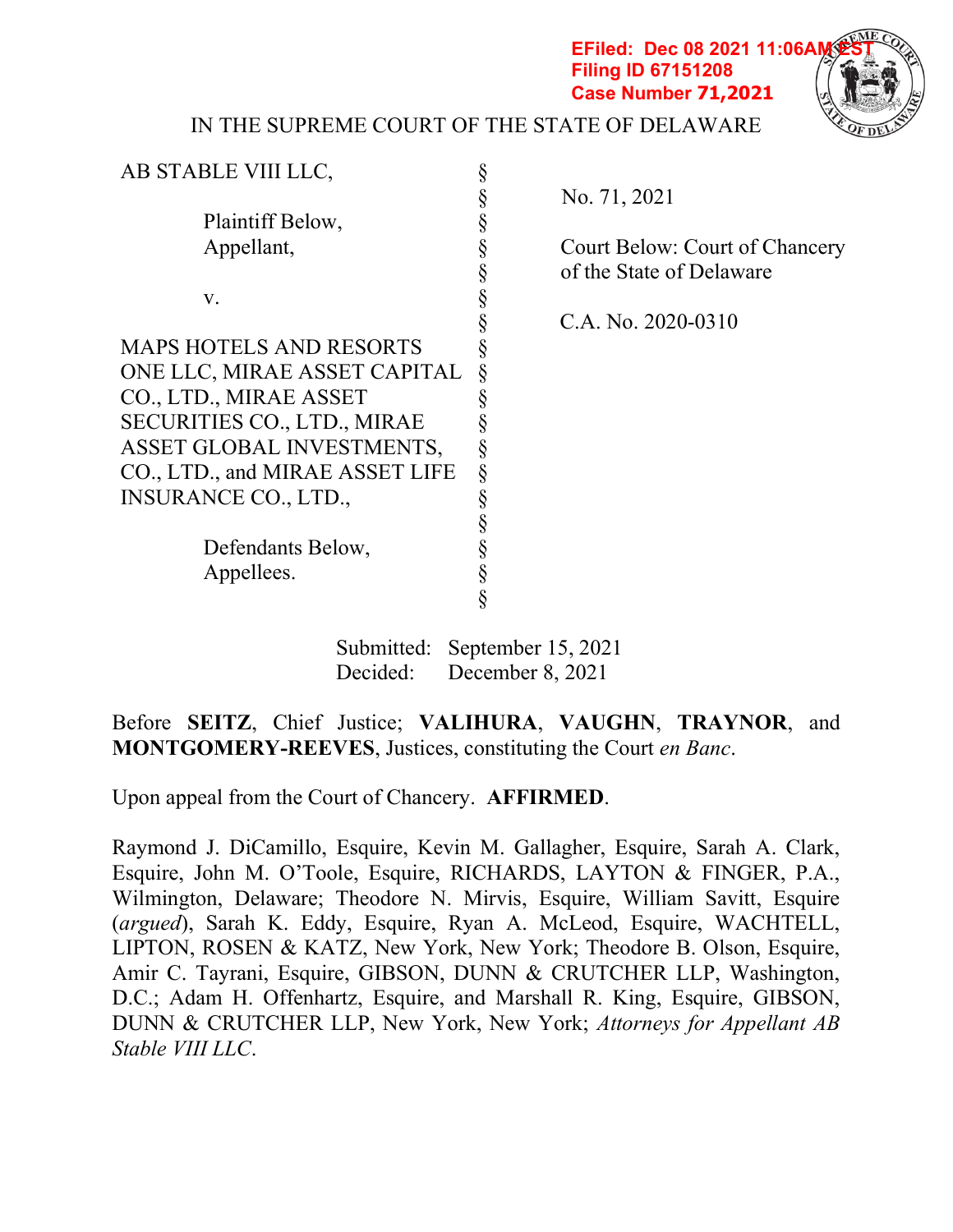EFiled: Dec 08 2021 11:06AM EST
Filing ID 67151208
Case Number 71,2021

IN THE SUPREME COURT OF THE STATE OF DELAWARE

| | | |
|---|---|---|
| AB STABLE VIII LLC, | § | |
| | § | No. 71, 2021 |
| Plaintiff Below, | § | |
| Appellant, | § | Court Below: Court of Chancery |
| | § | of the State of Delaware |
| v. | § | |
| | § | C.A. No. 2020-0310 |
| MAPS HOTELS AND RESORTS ONE LLC, MIRAE ASSET CAPITAL CO., LTD., MIRAE ASSET SECURITIES CO., LTD., MIRAE ASSET GLOBAL INVESTMENTS, CO., LTD., and MIRAE ASSET LIFE INSURANCE CO., LTD., | § | |
| | § | |
| Defendants Below, | § | |
| Appellees. | § | |

Submitted: September 15, 2021
Decided: December 8, 2021

Before **SEITZ**, Chief Justice; **VALIHURA**, **VAUGHN**, **TRAYNOR**, and **MONTGOMERY-REEVES**, Justices, constituting the Court *en Banc*.

Upon appeal from the Court of Chancery. **AFFIRMED**.

Raymond J. DiCamillo, Esquire, Kevin M. Gallagher, Esquire, Sarah A. Clark, Esquire, John M. O'Toole, Esquire, RICHARDS, LAYTON & FINGER, P.A., Wilmington, Delaware; Theodore N. Mirvis, Esquire, William Savitt, Esquire (*argued*), Sarah K. Eddy, Esquire, Ryan A. McLeod, Esquire, WACHTELL, LIPTON, ROSEN & KATZ, New York, New York; Theodore B. Olson, Esquire, Amir C. Tayrani, Esquire, GIBSON, DUNN & CRUTCHER LLP, Washington, D.C.; Adam H. Offenhartz, Esquire, and Marshall R. King, Esquire, GIBSON, DUNN & CRUTCHER LLP, New York, New York; *Attorneys for Appellant AB Stable VIII LLC*.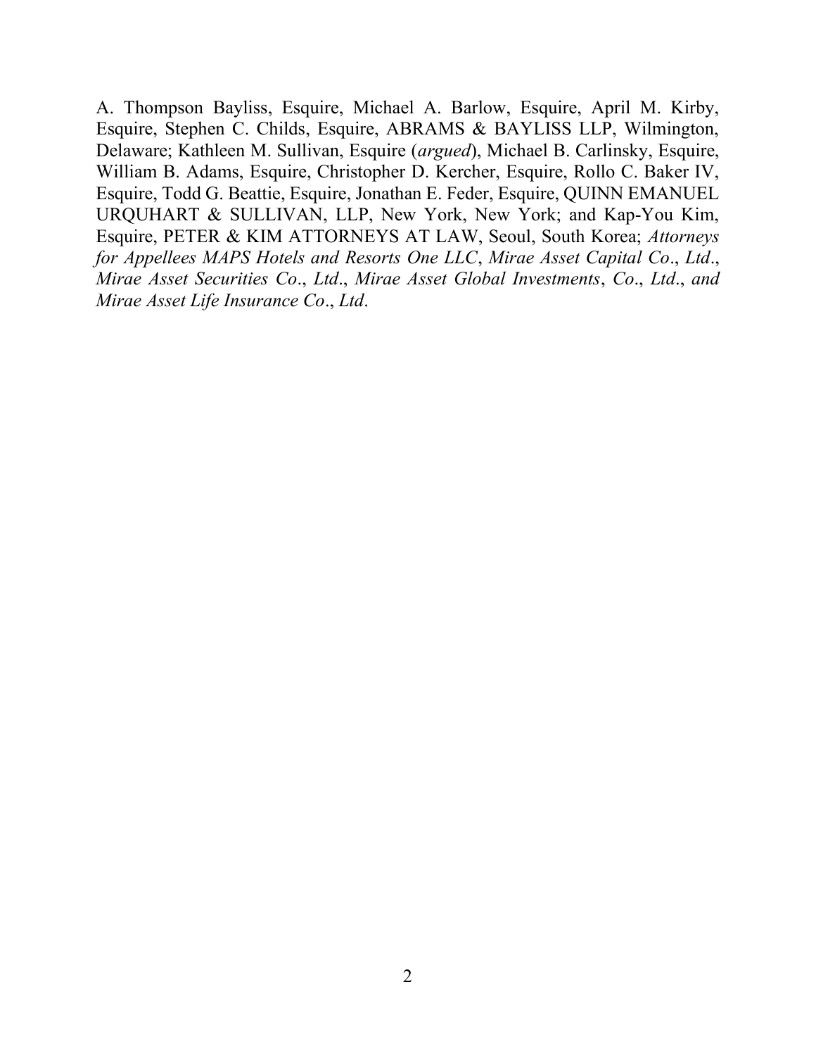A. Thompson Bayliss, Esquire, Michael A. Barlow, Esquire, April M. Kirby, Esquire, Stephen C. Childs, Esquire, ABRAMS & BAYLISS LLP, Wilmington, Delaware; Kathleen M. Sullivan, Esquire (*argued*), Michael B. Carlinsky, Esquire, William B. Adams, Esquire, Christopher D. Kercher, Esquire, Rollo C. Baker IV, Esquire, Todd G. Beattie, Esquire, Jonathan E. Feder, Esquire, QUINN EMANUEL URQUHART & SULLIVAN, LLP, New York, New York; and Kap-You Kim, Esquire, PETER & KIM ATTORNEYS AT LAW, Seoul, South Korea; *Attorneys for Appellees MAPS Hotels and Resorts One LLC*, *Mirae Asset Capital Co*., *Ltd*., *Mirae Asset Securities Co*., *Ltd*., *Mirae Asset Global Investments*, *Co*., *Ltd*., *and Mirae Asset Life Insurance Co*., *Ltd*.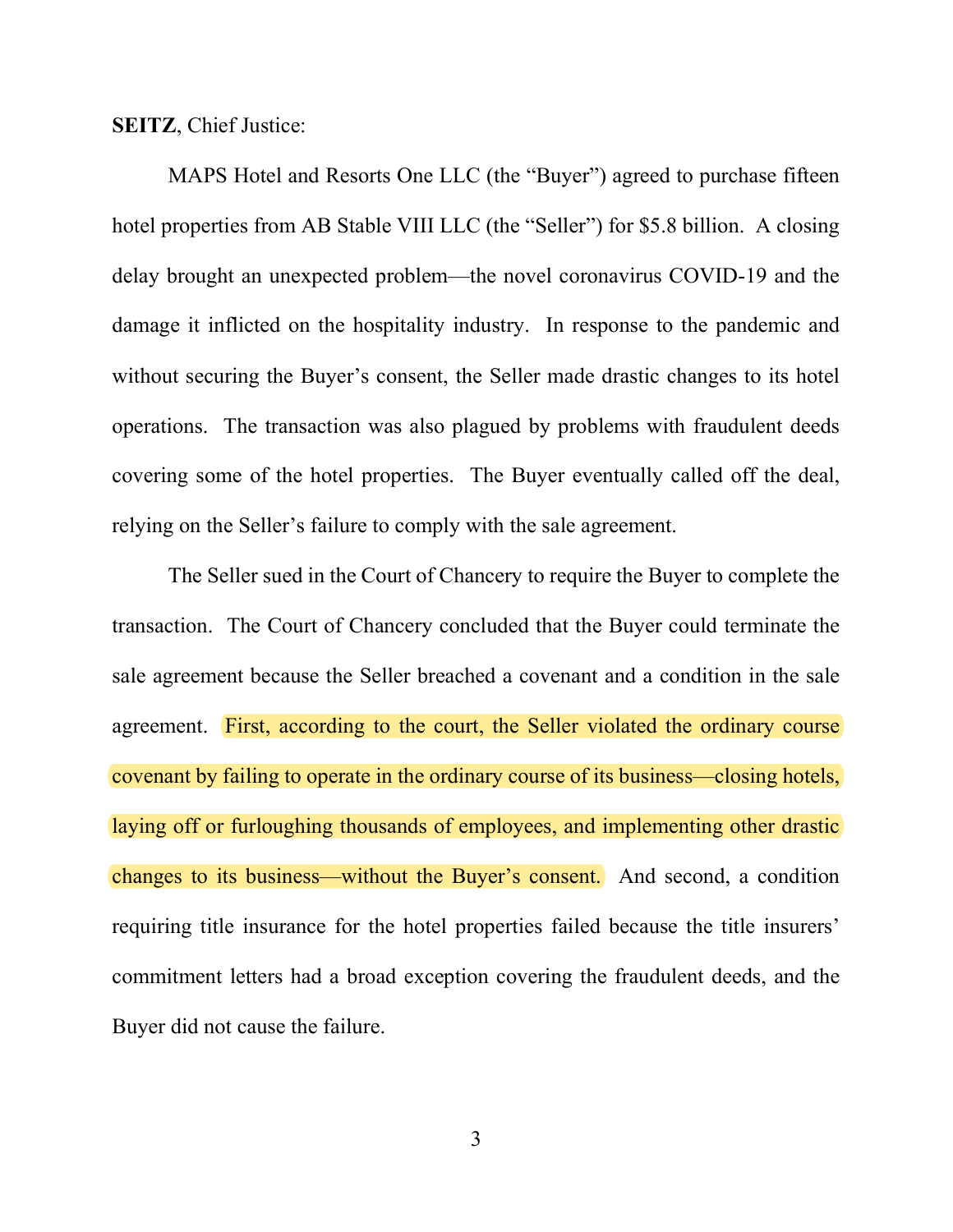**SEITZ**, Chief Justice:

MAPS Hotel and Resorts One LLC (the "Buyer") agreed to purchase fifteen hotel properties from AB Stable VIII LLC (the "Seller") for $5.8 billion. A closing delay brought an unexpected problem—the novel coronavirus COVID-19 and the damage it inflicted on the hospitality industry. In response to the pandemic and without securing the Buyer's consent, the Seller made drastic changes to its hotel operations. The transaction was also plagued by problems with fraudulent deeds covering some of the hotel properties. The Buyer eventually called off the deal, relying on the Seller's failure to comply with the sale agreement.

The Seller sued in the Court of Chancery to require the Buyer to complete the transaction. The Court of Chancery concluded that the Buyer could terminate the sale agreement because the Seller breached a covenant and a condition in the sale agreement. First, according to the court, the Seller violated the ordinary course covenant by failing to operate in the ordinary course of its business—closing hotels, laying off or furloughing thousands of employees, and implementing other drastic changes to its business—without the Buyer's consent. And second, a condition requiring title insurance for the hotel properties failed because the title insurers' commitment letters had a broad exception covering the fraudulent deeds, and the Buyer did not cause the failure.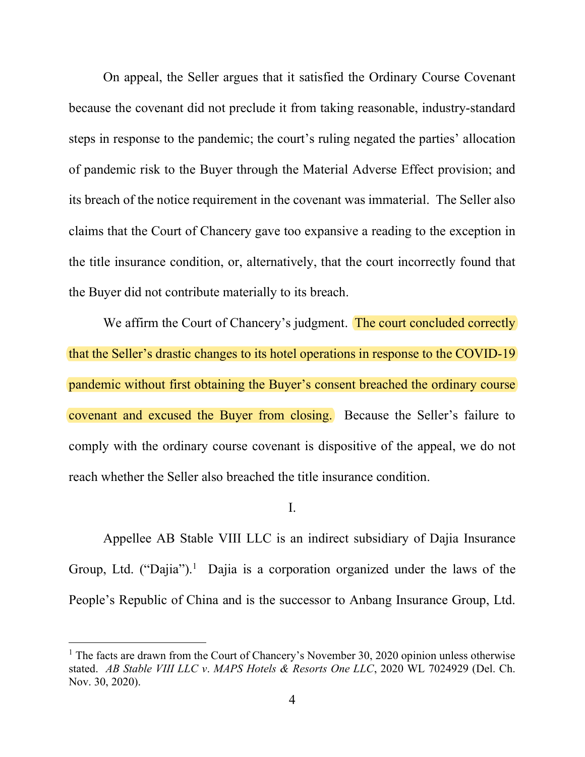On appeal, the Seller argues that it satisfied the Ordinary Course Covenant because the covenant did not preclude it from taking reasonable, industry-standard steps in response to the pandemic; the court's ruling negated the parties' allocation of pandemic risk to the Buyer through the Material Adverse Effect provision; and its breach of the notice requirement in the covenant was immaterial. The Seller also claims that the Court of Chancery gave too expansive a reading to the exception in the title insurance condition, or, alternatively, that the court incorrectly found that the Buyer did not contribute materially to its breach.

We affirm the Court of Chancery's judgment. The court concluded correctly that the Seller's drastic changes to its hotel operations in response to the COVID-19 pandemic without first obtaining the Buyer's consent breached the ordinary course covenant and excused the Buyer from closing. Because the Seller's failure to comply with the ordinary course covenant is dispositive of the appeal, we do not reach whether the Seller also breached the title insurance condition.

## I.

Appellee AB Stable VIII LLC is an indirect subsidiary of Dajia Insurance Group, Ltd. ("Dajia").[1] Dajia is a corporation organized under the laws of the People's Republic of China and is the successor to Anbang Insurance Group, Ltd.

[1] The facts are drawn from the Court of Chancery's November 30, 2020 opinion unless otherwise stated. *AB Stable VIII LLC v. MAPS Hotels & Resorts One LLC*, 2020 WL 7024929 (Del. Ch. Nov. 30, 2020).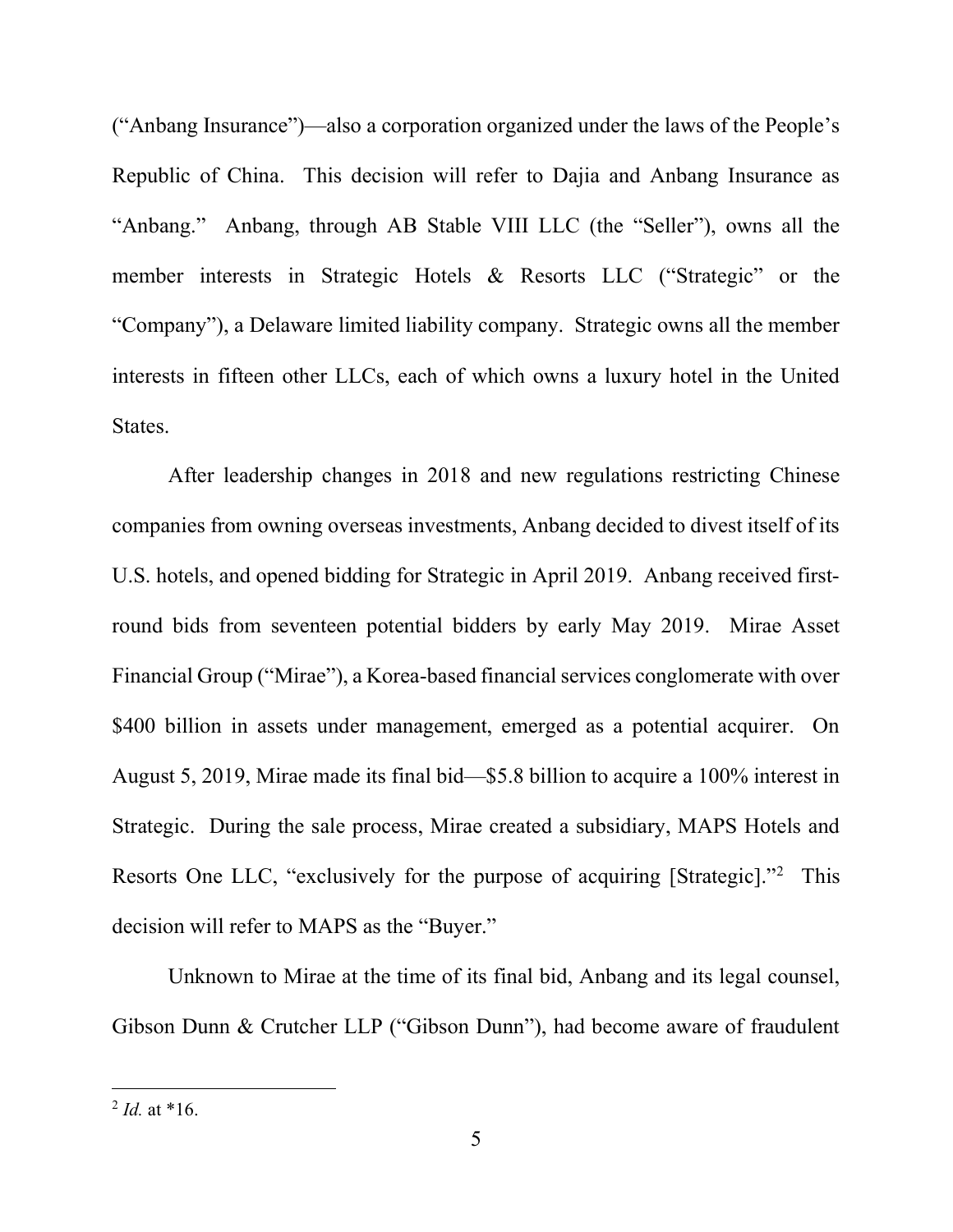("Anbang Insurance")—also a corporation organized under the laws of the People's Republic of China. This decision will refer to Dajia and Anbang Insurance as "Anbang." Anbang, through AB Stable VIII LLC (the "Seller"), owns all the member interests in Strategic Hotels & Resorts LLC ("Strategic" or the "Company"), a Delaware limited liability company. Strategic owns all the member interests in fifteen other LLCs, each of which owns a luxury hotel in the United States.

After leadership changes in 2018 and new regulations restricting Chinese companies from owning overseas investments, Anbang decided to divest itself of its U.S. hotels, and opened bidding for Strategic in April 2019. Anbang received first-round bids from seventeen potential bidders by early May 2019. Mirae Asset Financial Group ("Mirae"), a Korea-based financial services conglomerate with over $400 billion in assets under management, emerged as a potential acquirer. On August 5, 2019, Mirae made its final bid—$5.8 billion to acquire a 100% interest in Strategic. During the sale process, Mirae created a subsidiary, MAPS Hotels and Resorts One LLC, "exclusively for the purpose of acquiring [Strategic]."[2] This decision will refer to MAPS as the "Buyer."

Unknown to Mirae at the time of its final bid, Anbang and its legal counsel, Gibson Dunn & Crutcher LLP ("Gibson Dunn"), had become aware of fraudulent

---

[2] *Id.* at *16.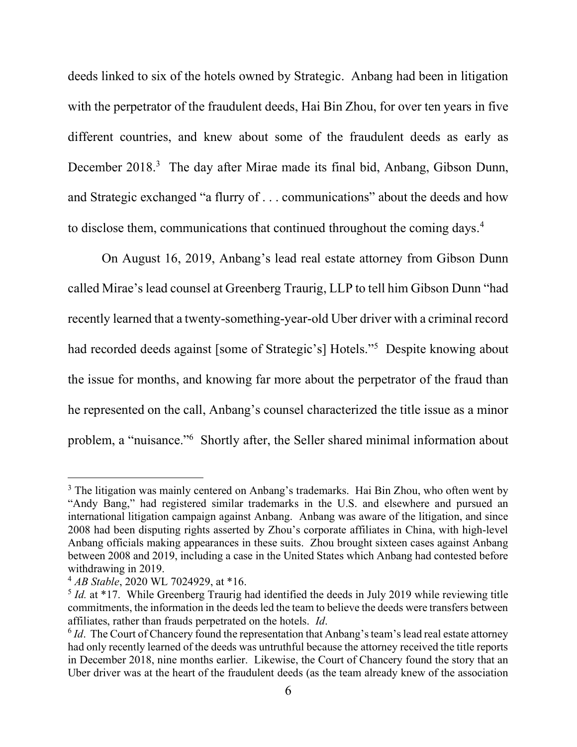deeds linked to six of the hotels owned by Strategic. Anbang had been in litigation with the perpetrator of the fraudulent deeds, Hai Bin Zhou, for over ten years in five different countries, and knew about some of the fraudulent deeds as early as December 2018.[3] The day after Mirae made its final bid, Anbang, Gibson Dunn, and Strategic exchanged "a flurry of . . . communications" about the deeds and how to disclose them, communications that continued throughout the coming days.[4]

On August 16, 2019, Anbang's lead real estate attorney from Gibson Dunn called Mirae's lead counsel at Greenberg Traurig, LLP to tell him Gibson Dunn "had recently learned that a twenty-something-year-old Uber driver with a criminal record had recorded deeds against [some of Strategic's] Hotels."[5] Despite knowing about the issue for months, and knowing far more about the perpetrator of the fraud than he represented on the call, Anbang's counsel characterized the title issue as a minor problem, a "nuisance."[6] Shortly after, the Seller shared minimal information about

---

[3] The litigation was mainly centered on Anbang's trademarks. Hai Bin Zhou, who often went by "Andy Bang," had registered similar trademarks in the U.S. and elsewhere and pursued an international litigation campaign against Anbang. Anbang was aware of the litigation, and since 2008 had been disputing rights asserted by Zhou's corporate affiliates in China, with high-level Anbang officials making appearances in these suits. Zhou brought sixteen cases against Anbang between 2008 and 2019, including a case in the United States which Anbang had contested before withdrawing in 2019.

[4] *AB Stable*, 2020 WL 7024929, at *16.

[5] *Id.* at *17. While Greenberg Traurig had identified the deeds in July 2019 while reviewing title commitments, the information in the deeds led the team to believe the deeds were transfers between affiliates, rather than frauds perpetrated on the hotels. *Id*.

[6] *Id*. The Court of Chancery found the representation that Anbang's team's lead real estate attorney had only recently learned of the deeds was untruthful because the attorney received the title reports in December 2018, nine months earlier. Likewise, the Court of Chancery found the story that an Uber driver was at the heart of the fraudulent deeds (as the team already knew of the association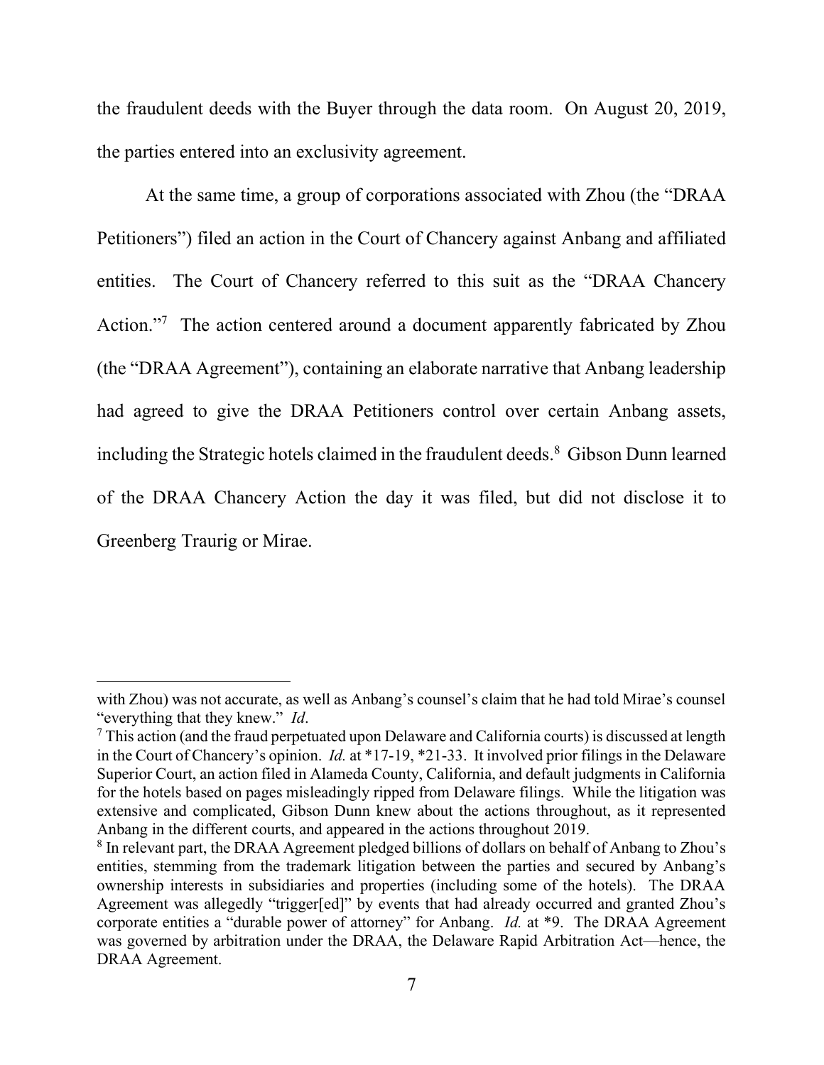the fraudulent deeds with the Buyer through the data room. On August 20, 2019, the parties entered into an exclusivity agreement.

At the same time, a group of corporations associated with Zhou (the "DRAA Petitioners") filed an action in the Court of Chancery against Anbang and affiliated entities. The Court of Chancery referred to this suit as the "DRAA Chancery Action."[7] The action centered around a document apparently fabricated by Zhou (the "DRAA Agreement"), containing an elaborate narrative that Anbang leadership had agreed to give the DRAA Petitioners control over certain Anbang assets, including the Strategic hotels claimed in the fraudulent deeds.[8] Gibson Dunn learned of the DRAA Chancery Action the day it was filed, but did not disclose it to Greenberg Traurig or Mirae.

---

with Zhou) was not accurate, as well as Anbang's counsel's claim that he had told Mirae's counsel "everything that they knew." *Id*.

[7] This action (and the fraud perpetuated upon Delaware and California courts) is discussed at length in the Court of Chancery's opinion. *Id.* at *17-19, *21-33. It involved prior filings in the Delaware Superior Court, an action filed in Alameda County, California, and default judgments in California for the hotels based on pages misleadingly ripped from Delaware filings. While the litigation was extensive and complicated, Gibson Dunn knew about the actions throughout, as it represented Anbang in the different courts, and appeared in the actions throughout 2019.

[8] In relevant part, the DRAA Agreement pledged billions of dollars on behalf of Anbang to Zhou's entities, stemming from the trademark litigation between the parties and secured by Anbang's ownership interests in subsidiaries and properties (including some of the hotels). The DRAA Agreement was allegedly "trigger[ed]" by events that had already occurred and granted Zhou's corporate entities a "durable power of attorney" for Anbang. *Id.* at *9. The DRAA Agreement was governed by arbitration under the DRAA, the Delaware Rapid Arbitration Act—hence, the DRAA Agreement.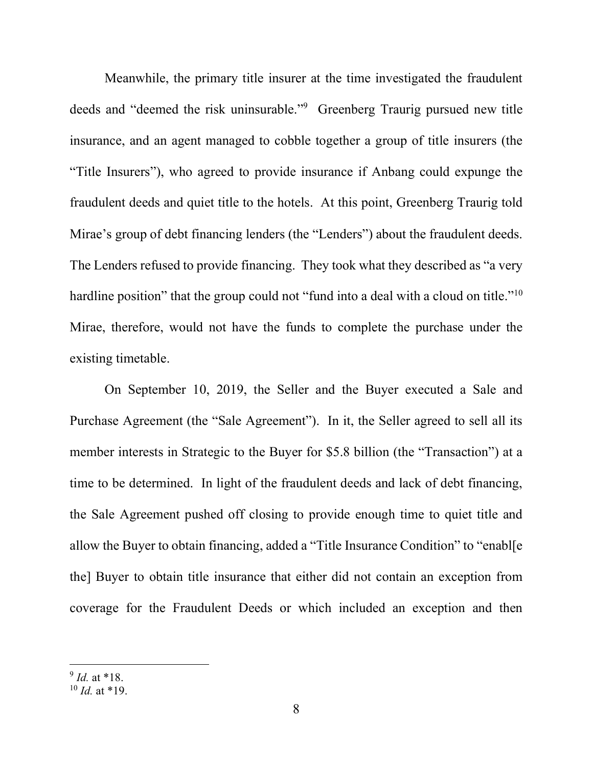Meanwhile, the primary title insurer at the time investigated the fraudulent deeds and "deemed the risk uninsurable."[9] Greenberg Traurig pursued new title insurance, and an agent managed to cobble together a group of title insurers (the "Title Insurers"), who agreed to provide insurance if Anbang could expunge the fraudulent deeds and quiet title to the hotels. At this point, Greenberg Traurig told Mirae's group of debt financing lenders (the "Lenders") about the fraudulent deeds. The Lenders refused to provide financing. They took what they described as "a very hardline position" that the group could not "fund into a deal with a cloud on title."[10] Mirae, therefore, would not have the funds to complete the purchase under the existing timetable.

On September 10, 2019, the Seller and the Buyer executed a Sale and Purchase Agreement (the "Sale Agreement"). In it, the Seller agreed to sell all its member interests in Strategic to the Buyer for $5.8 billion (the "Transaction") at a time to be determined. In light of the fraudulent deeds and lack of debt financing, the Sale Agreement pushed off closing to provide enough time to quiet title and allow the Buyer to obtain financing, added a "Title Insurance Condition" to "enabl[e the] Buyer to obtain title insurance that either did not contain an exception from coverage for the Fraudulent Deeds or which included an exception and then

---

[9] *Id.* at *18.

[10] *Id.* at *19.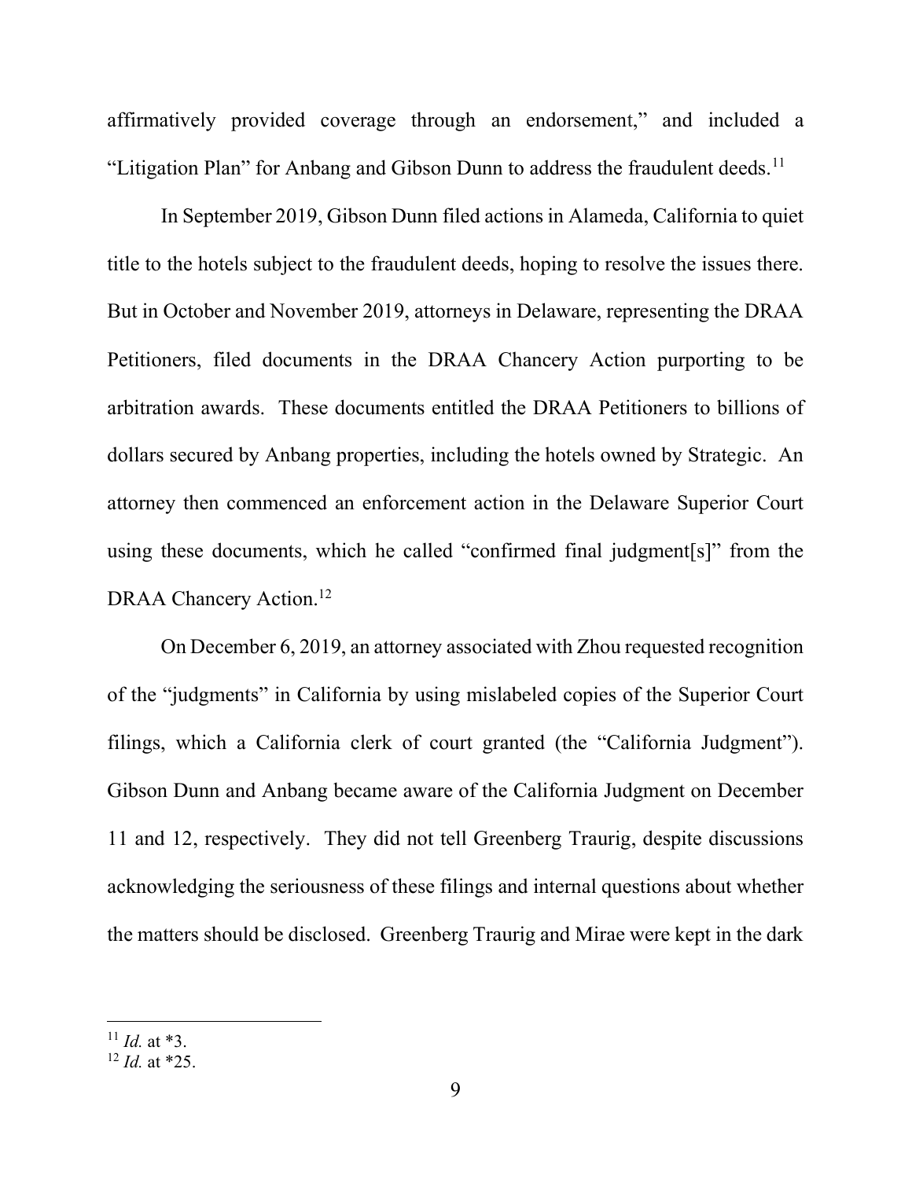affirmatively provided coverage through an endorsement," and included a "Litigation Plan" for Anbang and Gibson Dunn to address the fraudulent deeds.[11]

In September 2019, Gibson Dunn filed actions in Alameda, California to quiet title to the hotels subject to the fraudulent deeds, hoping to resolve the issues there. But in October and November 2019, attorneys in Delaware, representing the DRAA Petitioners, filed documents in the DRAA Chancery Action purporting to be arbitration awards. These documents entitled the DRAA Petitioners to billions of dollars secured by Anbang properties, including the hotels owned by Strategic. An attorney then commenced an enforcement action in the Delaware Superior Court using these documents, which he called "confirmed final judgment[s]" from the DRAA Chancery Action.[12]

On December 6, 2019, an attorney associated with Zhou requested recognition of the "judgments" in California by using mislabeled copies of the Superior Court filings, which a California clerk of court granted (the "California Judgment"). Gibson Dunn and Anbang became aware of the California Judgment on December 11 and 12, respectively. They did not tell Greenberg Traurig, despite discussions acknowledging the seriousness of these filings and internal questions about whether the matters should be disclosed. Greenberg Traurig and Mirae were kept in the dark

---

[11] *Id.* at *3.

[12] *Id.* at *25.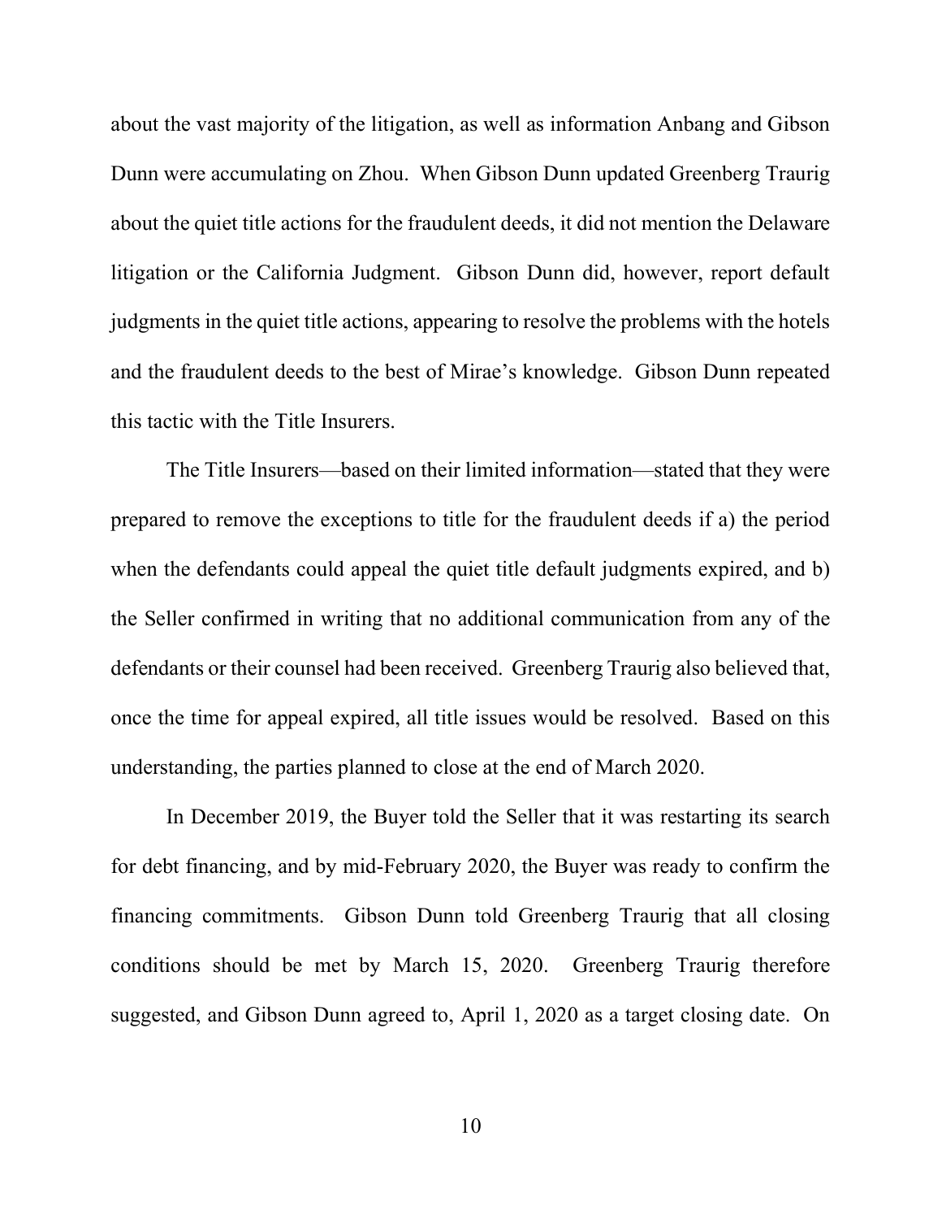about the vast majority of the litigation, as well as information Anbang and Gibson Dunn were accumulating on Zhou. When Gibson Dunn updated Greenberg Traurig about the quiet title actions for the fraudulent deeds, it did not mention the Delaware litigation or the California Judgment. Gibson Dunn did, however, report default judgments in the quiet title actions, appearing to resolve the problems with the hotels and the fraudulent deeds to the best of Mirae's knowledge. Gibson Dunn repeated this tactic with the Title Insurers.

The Title Insurers—based on their limited information—stated that they were prepared to remove the exceptions to title for the fraudulent deeds if a) the period when the defendants could appeal the quiet title default judgments expired, and b) the Seller confirmed in writing that no additional communication from any of the defendants or their counsel had been received. Greenberg Traurig also believed that, once the time for appeal expired, all title issues would be resolved. Based on this understanding, the parties planned to close at the end of March 2020.

In December 2019, the Buyer told the Seller that it was restarting its search for debt financing, and by mid-February 2020, the Buyer was ready to confirm the financing commitments. Gibson Dunn told Greenberg Traurig that all closing conditions should be met by March 15, 2020. Greenberg Traurig therefore suggested, and Gibson Dunn agreed to, April 1, 2020 as a target closing date. On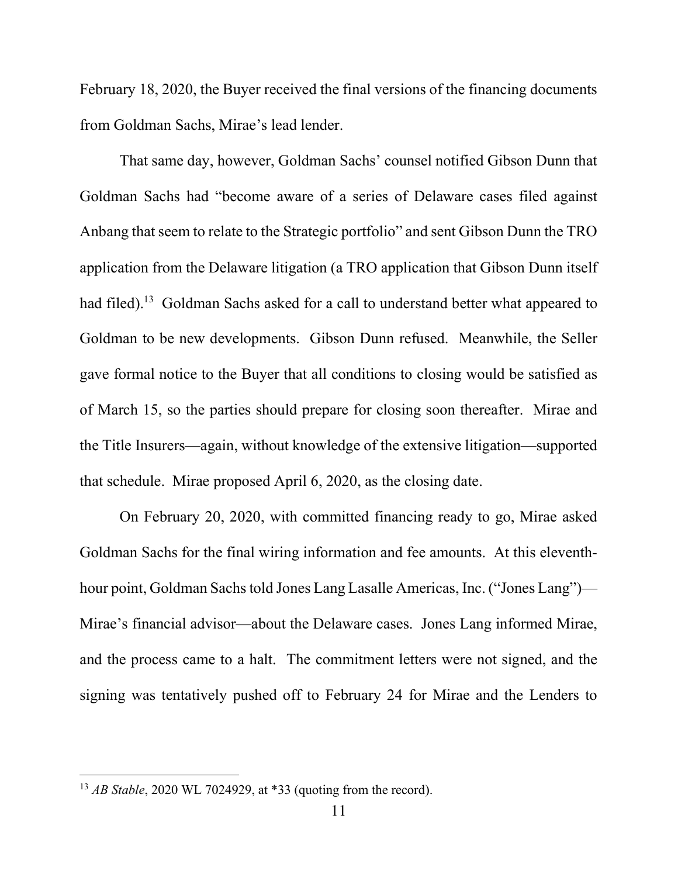February 18, 2020, the Buyer received the final versions of the financing documents from Goldman Sachs, Mirae's lead lender.

That same day, however, Goldman Sachs' counsel notified Gibson Dunn that Goldman Sachs had "become aware of a series of Delaware cases filed against Anbang that seem to relate to the Strategic portfolio" and sent Gibson Dunn the TRO application from the Delaware litigation (a TRO application that Gibson Dunn itself had filed).[13] Goldman Sachs asked for a call to understand better what appeared to Goldman to be new developments. Gibson Dunn refused. Meanwhile, the Seller gave formal notice to the Buyer that all conditions to closing would be satisfied as of March 15, so the parties should prepare for closing soon thereafter. Mirae and the Title Insurers—again, without knowledge of the extensive litigation—supported that schedule. Mirae proposed April 6, 2020, as the closing date.

On February 20, 2020, with committed financing ready to go, Mirae asked Goldman Sachs for the final wiring information and fee amounts. At this eleventh-hour point, Goldman Sachs told Jones Lang Lasalle Americas, Inc. ("Jones Lang")—Mirae's financial advisor—about the Delaware cases. Jones Lang informed Mirae, and the process came to a halt. The commitment letters were not signed, and the signing was tentatively pushed off to February 24 for Mirae and the Lenders to

---

[13] *AB Stable*, 2020 WL 7024929, at *33 (quoting from the record).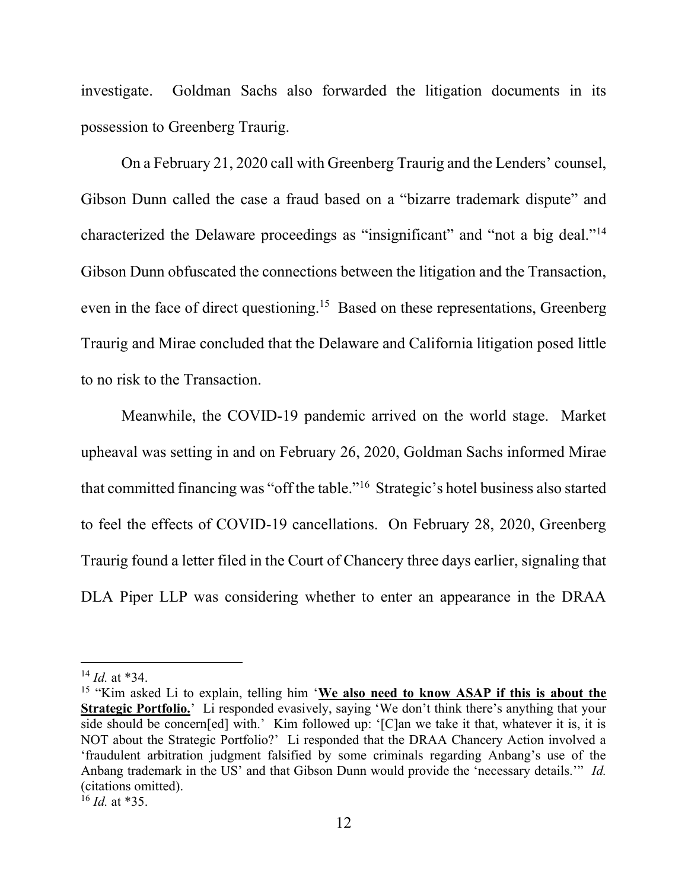investigate. Goldman Sachs also forwarded the litigation documents in its possession to Greenberg Traurig.

On a February 21, 2020 call with Greenberg Traurig and the Lenders' counsel, Gibson Dunn called the case a fraud based on a "bizarre trademark dispute" and characterized the Delaware proceedings as "insignificant" and "not a big deal."[14] Gibson Dunn obfuscated the connections between the litigation and the Transaction, even in the face of direct questioning.[15] Based on these representations, Greenberg Traurig and Mirae concluded that the Delaware and California litigation posed little to no risk to the Transaction.

Meanwhile, the COVID-19 pandemic arrived on the world stage. Market upheaval was setting in and on February 26, 2020, Goldman Sachs informed Mirae that committed financing was "off the table."[16] Strategic's hotel business also started to feel the effects of COVID-19 cancellations. On February 28, 2020, Greenberg Traurig found a letter filed in the Court of Chancery three days earlier, signaling that DLA Piper LLP was considering whether to enter an appearance in the DRAA

---

[14] *Id.* at *34.

[15] "Kim asked Li to explain, telling him '**<u>We also need to know ASAP if this is about the Strategic Portfolio.</u>**' Li responded evasively, saying 'We don't think there's anything that your side should be concern[ed] with.' Kim followed up: '[C]an we take it that, whatever it is, it is NOT about the Strategic Portfolio?' Li responded that the DRAA Chancery Action involved a 'fraudulent arbitration judgment falsified by some criminals regarding Anbang's use of the Anbang trademark in the US' and that Gibson Dunn would provide the 'necessary details.'" *Id.* (citations omitted).

[16] *Id.* at *35.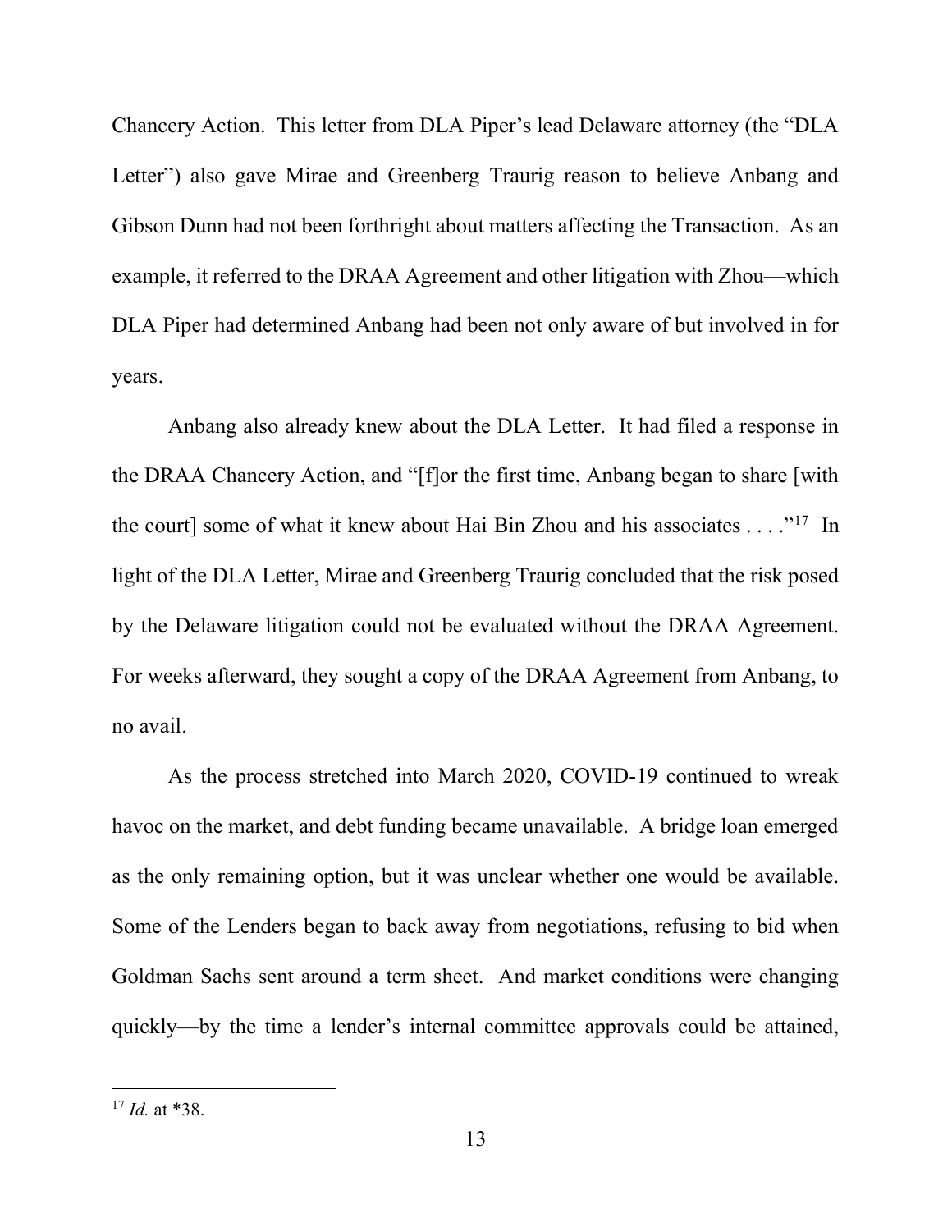Chancery Action. This letter from DLA Piper's lead Delaware attorney (the "DLA Letter") also gave Mirae and Greenberg Traurig reason to believe Anbang and Gibson Dunn had not been forthright about matters affecting the Transaction. As an example, it referred to the DRAA Agreement and other litigation with Zhou—which DLA Piper had determined Anbang had been not only aware of but involved in for years.

Anbang also already knew about the DLA Letter. It had filed a response in the DRAA Chancery Action, and "[f]or the first time, Anbang began to share [with the court] some of what it knew about Hai Bin Zhou and his associates . . . ."[17] In light of the DLA Letter, Mirae and Greenberg Traurig concluded that the risk posed by the Delaware litigation could not be evaluated without the DRAA Agreement. For weeks afterward, they sought a copy of the DRAA Agreement from Anbang, to no avail.

As the process stretched into March 2020, COVID-19 continued to wreak havoc on the market, and debt funding became unavailable. A bridge loan emerged as the only remaining option, but it was unclear whether one would be available. Some of the Lenders began to back away from negotiations, refusing to bid when Goldman Sachs sent around a term sheet. And market conditions were changing quickly—by the time a lender's internal committee approvals could be attained,

---

[17] *Id.* at *38.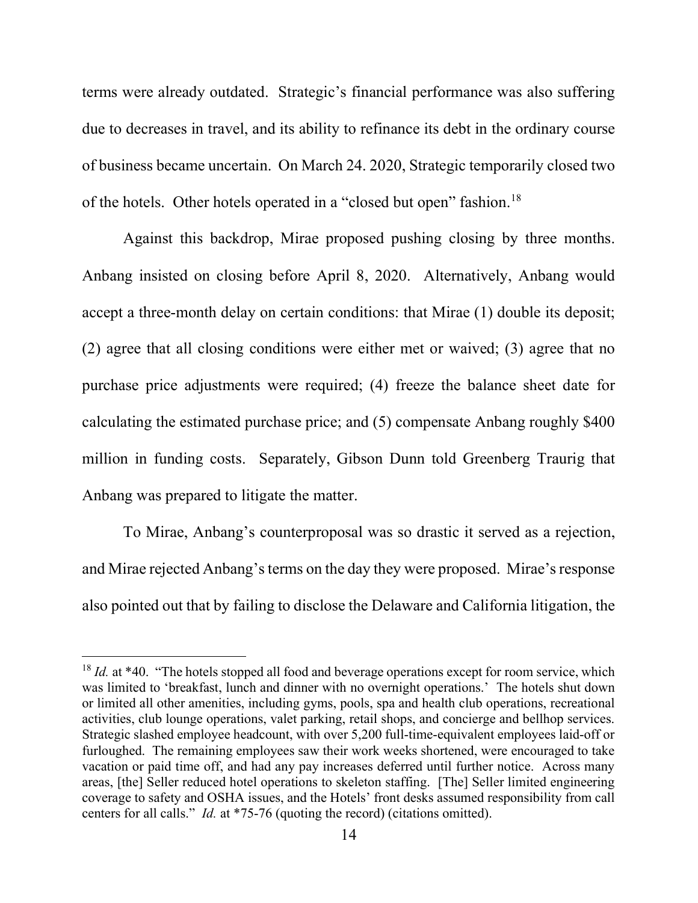terms were already outdated. Strategic's financial performance was also suffering due to decreases in travel, and its ability to refinance its debt in the ordinary course of business became uncertain. On March 24. 2020, Strategic temporarily closed two of the hotels. Other hotels operated in a "closed but open" fashion.[18]

Against this backdrop, Mirae proposed pushing closing by three months. Anbang insisted on closing before April 8, 2020. Alternatively, Anbang would accept a three-month delay on certain conditions: that Mirae (1) double its deposit; (2) agree that all closing conditions were either met or waived; (3) agree that no purchase price adjustments were required; (4) freeze the balance sheet date for calculating the estimated purchase price; and (5) compensate Anbang roughly $400 million in funding costs. Separately, Gibson Dunn told Greenberg Traurig that Anbang was prepared to litigate the matter.

To Mirae, Anbang's counterproposal was so drastic it served as a rejection, and Mirae rejected Anbang's terms on the day they were proposed. Mirae's response also pointed out that by failing to disclose the Delaware and California litigation, the

---

[18] *Id.* at *40. "The hotels stopped all food and beverage operations except for room service, which was limited to 'breakfast, lunch and dinner with no overnight operations.' The hotels shut down or limited all other amenities, including gyms, pools, spa and health club operations, recreational activities, club lounge operations, valet parking, retail shops, and concierge and bellhop services. Strategic slashed employee headcount, with over 5,200 full-time-equivalent employees laid-off or furloughed. The remaining employees saw their work weeks shortened, were encouraged to take vacation or paid time off, and had any pay increases deferred until further notice. Across many areas, [the] Seller reduced hotel operations to skeleton staffing. [The] Seller limited engineering coverage to safety and OSHA issues, and the Hotels' front desks assumed responsibility from call centers for all calls." *Id.* at *75-76 (quoting the record) (citations omitted).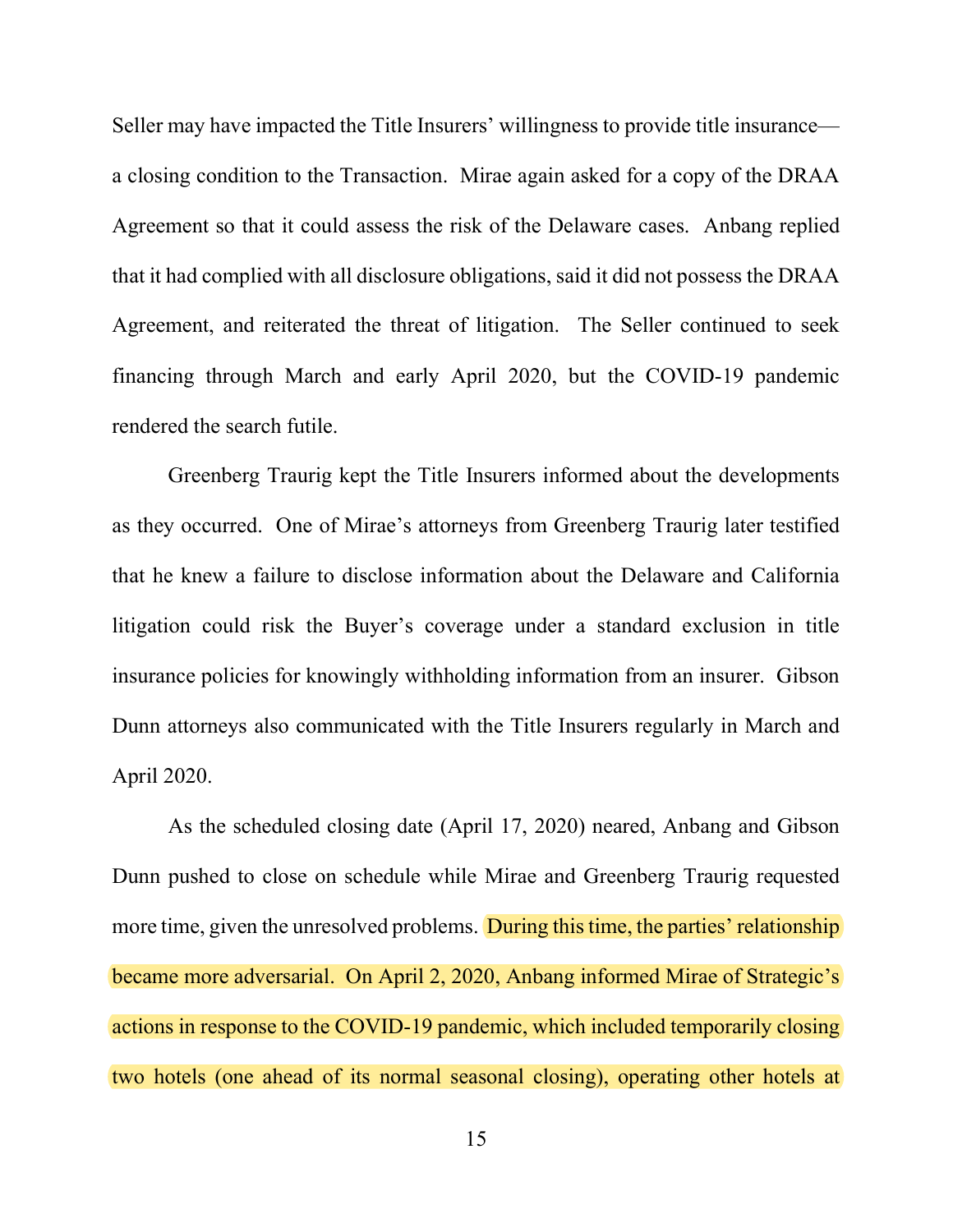Seller may have impacted the Title Insurers' willingness to provide title insurance—a closing condition to the Transaction. Mirae again asked for a copy of the DRAA Agreement so that it could assess the risk of the Delaware cases. Anbang replied that it had complied with all disclosure obligations, said it did not possess the DRAA Agreement, and reiterated the threat of litigation. The Seller continued to seek financing through March and early April 2020, but the COVID-19 pandemic rendered the search futile.

Greenberg Traurig kept the Title Insurers informed about the developments as they occurred. One of Mirae's attorneys from Greenberg Traurig later testified that he knew a failure to disclose information about the Delaware and California litigation could risk the Buyer's coverage under a standard exclusion in title insurance policies for knowingly withholding information from an insurer. Gibson Dunn attorneys also communicated with the Title Insurers regularly in March and April 2020.

As the scheduled closing date (April 17, 2020) neared, Anbang and Gibson Dunn pushed to close on schedule while Mirae and Greenberg Traurig requested more time, given the unresolved problems. During this time, the parties' relationship became more adversarial. On April 2, 2020, Anbang informed Mirae of Strategic's actions in response to the COVID-19 pandemic, which included temporarily closing two hotels (one ahead of its normal seasonal closing), operating other hotels at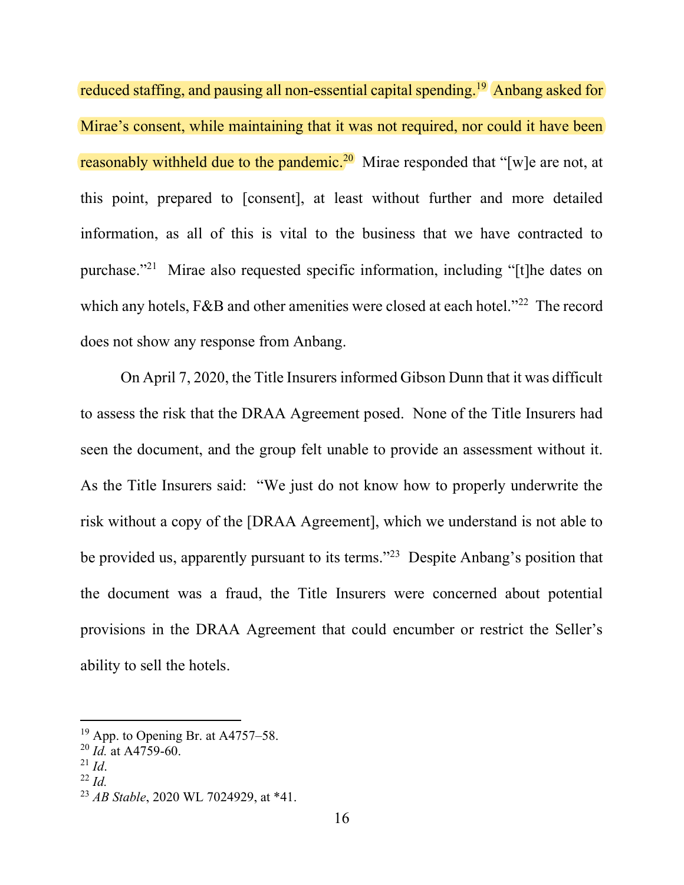reduced staffing, and pausing all non-essential capital spending.[19] Anbang asked for Mirae's consent, while maintaining that it was not required, nor could it have been reasonably withheld due to the pandemic.[20] Mirae responded that "[w]e are not, at this point, prepared to [consent], at least without further and more detailed information, as all of this is vital to the business that we have contracted to purchase."[21] Mirae also requested specific information, including "[t]he dates on which any hotels, F&B and other amenities were closed at each hotel."[22] The record does not show any response from Anbang.

On April 7, 2020, the Title Insurers informed Gibson Dunn that it was difficult to assess the risk that the DRAA Agreement posed. None of the Title Insurers had seen the document, and the group felt unable to provide an assessment without it. As the Title Insurers said: "We just do not know how to properly underwrite the risk without a copy of the [DRAA Agreement], which we understand is not able to be provided us, apparently pursuant to its terms."[23] Despite Anbang's position that the document was a fraud, the Title Insurers were concerned about potential provisions in the DRAA Agreement that could encumber or restrict the Seller's ability to sell the hotels.

---

[19] App. to Opening Br. at A4757–58.
[20] *Id.* at A4759-60.
[21] *Id*.
[22] *Id.*
[23] *AB Stable*, 2020 WL 7024929, at \*41.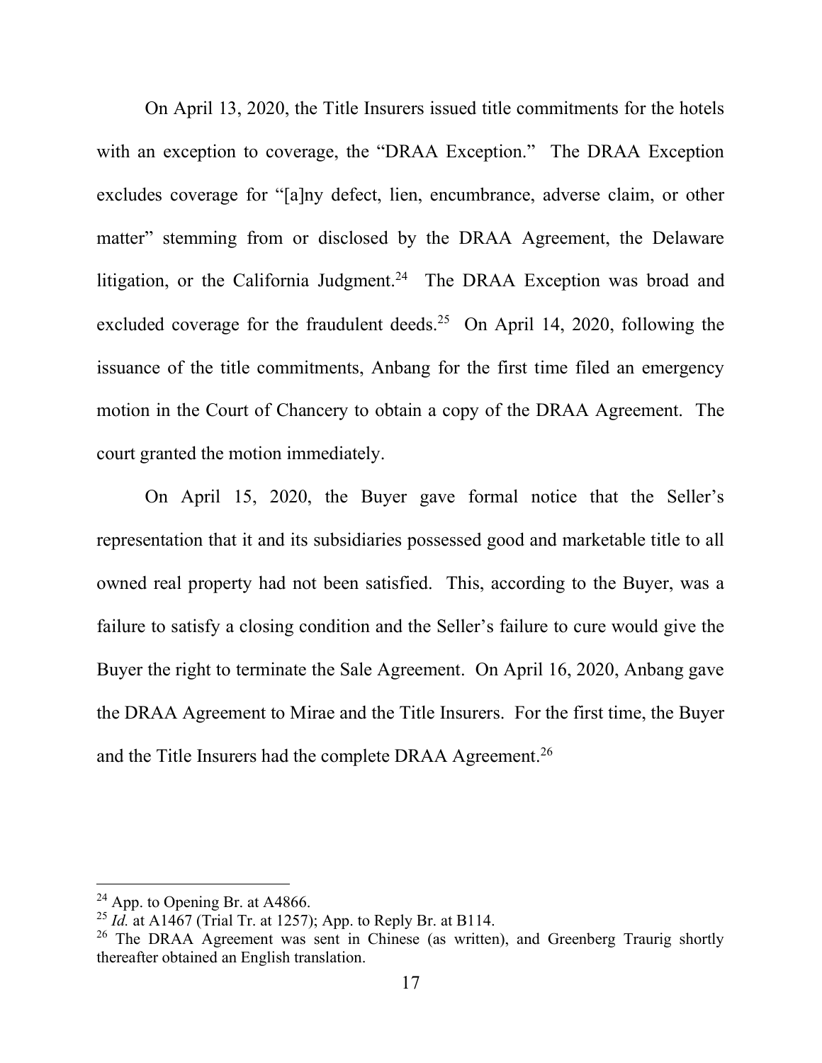On April 13, 2020, the Title Insurers issued title commitments for the hotels with an exception to coverage, the "DRAA Exception." The DRAA Exception excludes coverage for "[a]ny defect, lien, encumbrance, adverse claim, or other matter" stemming from or disclosed by the DRAA Agreement, the Delaware litigation, or the California Judgment.[24] The DRAA Exception was broad and excluded coverage for the fraudulent deeds.[25] On April 14, 2020, following the issuance of the title commitments, Anbang for the first time filed an emergency motion in the Court of Chancery to obtain a copy of the DRAA Agreement. The court granted the motion immediately.

On April 15, 2020, the Buyer gave formal notice that the Seller's representation that it and its subsidiaries possessed good and marketable title to all owned real property had not been satisfied. This, according to the Buyer, was a failure to satisfy a closing condition and the Seller's failure to cure would give the Buyer the right to terminate the Sale Agreement. On April 16, 2020, Anbang gave the DRAA Agreement to Mirae and the Title Insurers. For the first time, the Buyer and the Title Insurers had the complete DRAA Agreement.[26]

---

[24] App. to Opening Br. at A4866.

[25] *Id.* at A1467 (Trial Tr. at 1257); App. to Reply Br. at B114.

[26] The DRAA Agreement was sent in Chinese (as written), and Greenberg Traurig shortly thereafter obtained an English translation.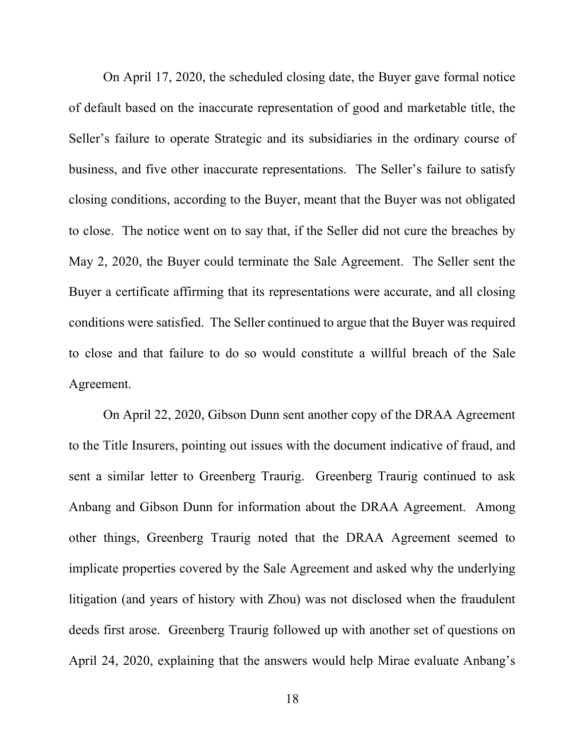On April 17, 2020, the scheduled closing date, the Buyer gave formal notice of default based on the inaccurate representation of good and marketable title, the Seller's failure to operate Strategic and its subsidiaries in the ordinary course of business, and five other inaccurate representations. The Seller's failure to satisfy closing conditions, according to the Buyer, meant that the Buyer was not obligated to close. The notice went on to say that, if the Seller did not cure the breaches by May 2, 2020, the Buyer could terminate the Sale Agreement. The Seller sent the Buyer a certificate affirming that its representations were accurate, and all closing conditions were satisfied. The Seller continued to argue that the Buyer was required to close and that failure to do so would constitute a willful breach of the Sale Agreement.

On April 22, 2020, Gibson Dunn sent another copy of the DRAA Agreement to the Title Insurers, pointing out issues with the document indicative of fraud, and sent a similar letter to Greenberg Traurig. Greenberg Traurig continued to ask Anbang and Gibson Dunn for information about the DRAA Agreement. Among other things, Greenberg Traurig noted that the DRAA Agreement seemed to implicate properties covered by the Sale Agreement and asked why the underlying litigation (and years of history with Zhou) was not disclosed when the fraudulent deeds first arose. Greenberg Traurig followed up with another set of questions on April 24, 2020, explaining that the answers would help Mirae evaluate Anbang's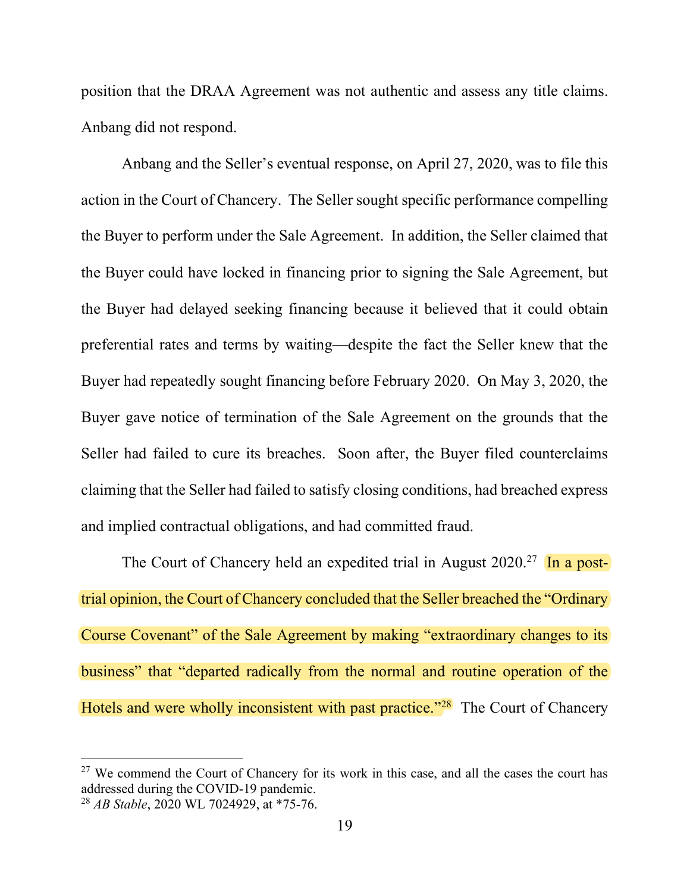position that the DRAA Agreement was not authentic and assess any title claims. Anbang did not respond.

Anbang and the Seller's eventual response, on April 27, 2020, was to file this action in the Court of Chancery. The Seller sought specific performance compelling the Buyer to perform under the Sale Agreement. In addition, the Seller claimed that the Buyer could have locked in financing prior to signing the Sale Agreement, but the Buyer had delayed seeking financing because it believed that it could obtain preferential rates and terms by waiting—despite the fact the Seller knew that the Buyer had repeatedly sought financing before February 2020. On May 3, 2020, the Buyer gave notice of termination of the Sale Agreement on the grounds that the Seller had failed to cure its breaches. Soon after, the Buyer filed counterclaims claiming that the Seller had failed to satisfy closing conditions, had breached express and implied contractual obligations, and had committed fraud.

The Court of Chancery held an expedited trial in August 2020.[27] In a post-trial opinion, the Court of Chancery concluded that the Seller breached the "Ordinary Course Covenant" of the Sale Agreement by making "extraordinary changes to its business" that "departed radically from the normal and routine operation of the Hotels and were wholly inconsistent with past practice."[28] The Court of Chancery

---

[27] We commend the Court of Chancery for its work in this case, and all the cases the court has addressed during the COVID-19 pandemic.

[28] *AB Stable*, 2020 WL 7024929, at *75-76.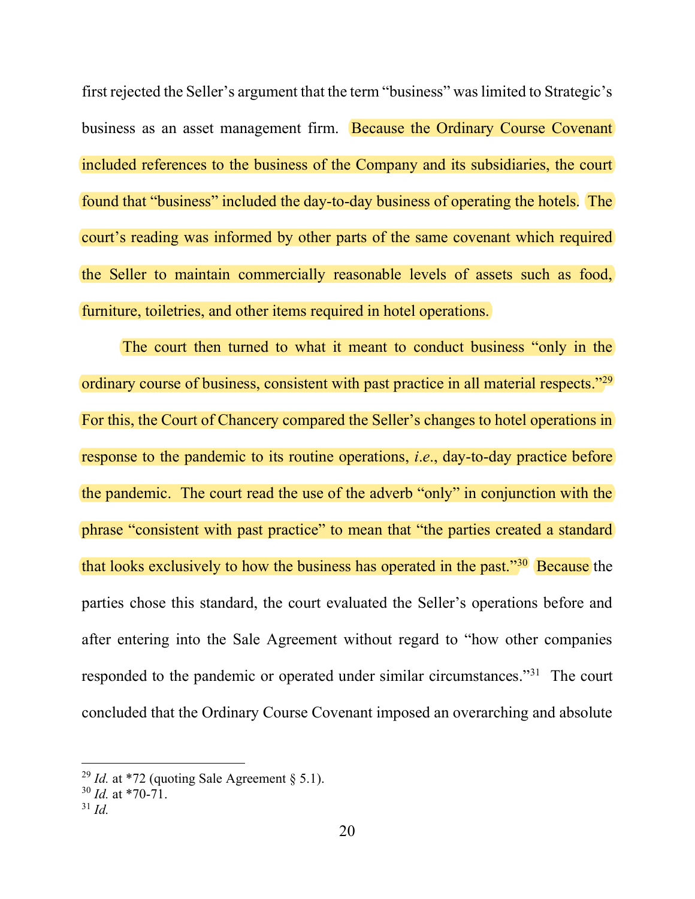first rejected the Seller's argument that the term "business" was limited to Strategic's business as an asset management firm. Because the Ordinary Course Covenant included references to the business of the Company and its subsidiaries, the court found that "business" included the day-to-day business of operating the hotels. The court's reading was informed by other parts of the same covenant which required the Seller to maintain commercially reasonable levels of assets such as food, furniture, toiletries, and other items required in hotel operations.

The court then turned to what it meant to conduct business "only in the ordinary course of business, consistent with past practice in all material respects."[29] For this, the Court of Chancery compared the Seller's changes to hotel operations in response to the pandemic to its routine operations, *i.e.*, day-to-day practice before the pandemic. The court read the use of the adverb "only" in conjunction with the phrase "consistent with past practice" to mean that "the parties created a standard that looks exclusively to how the business has operated in the past."[30] Because the parties chose this standard, the court evaluated the Seller's operations before and after entering into the Sale Agreement without regard to "how other companies responded to the pandemic or operated under similar circumstances."[31] The court concluded that the Ordinary Course Covenant imposed an overarching and absolute

---

[29] *Id.* at *72 (quoting Sale Agreement § 5.1).

[30] *Id.* at *70-71.

[31] *Id.*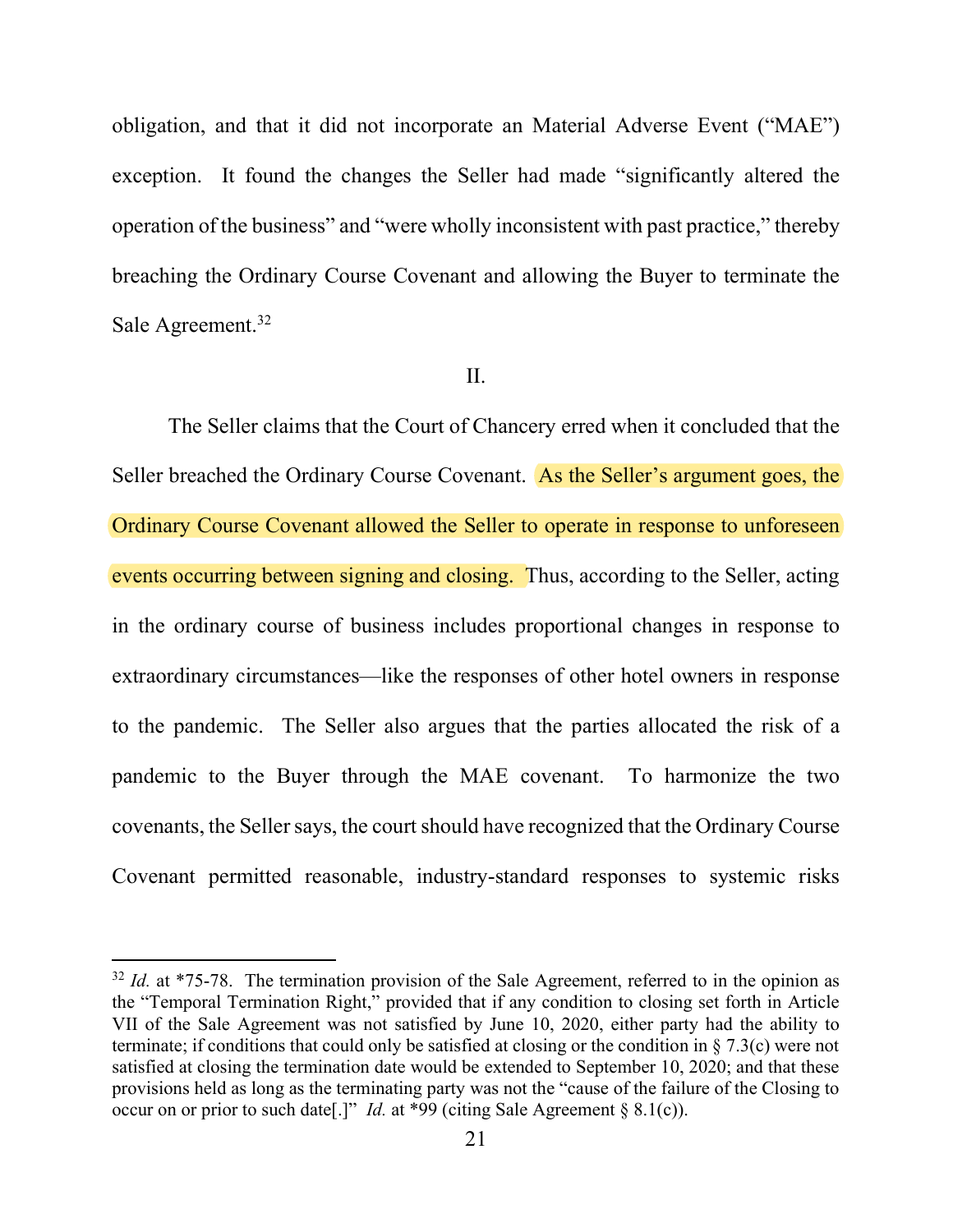obligation, and that it did not incorporate an Material Adverse Event ("MAE") exception. It found the changes the Seller had made "significantly altered the operation of the business" and "were wholly inconsistent with past practice," thereby breaching the Ordinary Course Covenant and allowing the Buyer to terminate the Sale Agreement.[32]

II.

The Seller claims that the Court of Chancery erred when it concluded that the Seller breached the Ordinary Course Covenant. As the Seller's argument goes, the Ordinary Course Covenant allowed the Seller to operate in response to unforeseen events occurring between signing and closing. Thus, according to the Seller, acting in the ordinary course of business includes proportional changes in response to extraordinary circumstances—like the responses of other hotel owners in response to the pandemic. The Seller also argues that the parties allocated the risk of a pandemic to the Buyer through the MAE covenant. To harmonize the two covenants, the Seller says, the court should have recognized that the Ordinary Course Covenant permitted reasonable, industry-standard responses to systemic risks

---

[32] *Id.* at *75-78. The termination provision of the Sale Agreement, referred to in the opinion as the "Temporal Termination Right," provided that if any condition to closing set forth in Article VII of the Sale Agreement was not satisfied by June 10, 2020, either party had the ability to terminate; if conditions that could only be satisfied at closing or the condition in § 7.3(c) were not satisfied at closing the termination date would be extended to September 10, 2020; and that these provisions held as long as the terminating party was not the "cause of the failure of the Closing to occur on or prior to such date[.]" *Id.* at *99 (citing Sale Agreement § 8.1(c)).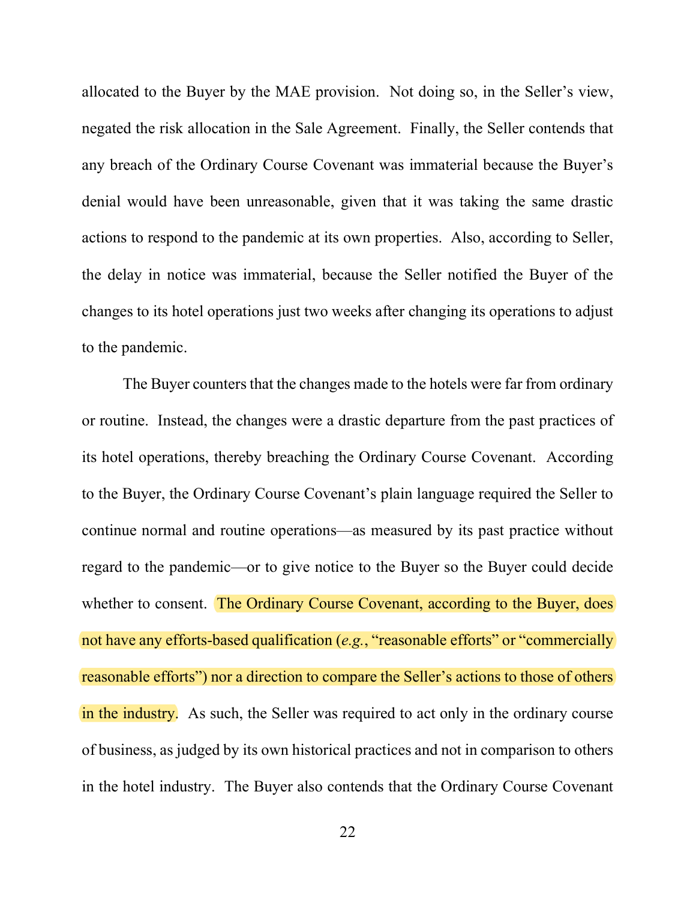allocated to the Buyer by the MAE provision. Not doing so, in the Seller's view, negated the risk allocation in the Sale Agreement. Finally, the Seller contends that any breach of the Ordinary Course Covenant was immaterial because the Buyer's denial would have been unreasonable, given that it was taking the same drastic actions to respond to the pandemic at its own properties. Also, according to Seller, the delay in notice was immaterial, because the Seller notified the Buyer of the changes to its hotel operations just two weeks after changing its operations to adjust to the pandemic.

The Buyer counters that the changes made to the hotels were far from ordinary or routine. Instead, the changes were a drastic departure from the past practices of its hotel operations, thereby breaching the Ordinary Course Covenant. According to the Buyer, the Ordinary Course Covenant's plain language required the Seller to continue normal and routine operations—as measured by its past practice without regard to the pandemic—or to give notice to the Buyer so the Buyer could decide whether to consent. The Ordinary Course Covenant, according to the Buyer, does not have any efforts-based qualification (*e.g.*, "reasonable efforts" or "commercially reasonable efforts") nor a direction to compare the Seller's actions to those of others in the industry. As such, the Seller was required to act only in the ordinary course of business, as judged by its own historical practices and not in comparison to others in the hotel industry. The Buyer also contends that the Ordinary Course Covenant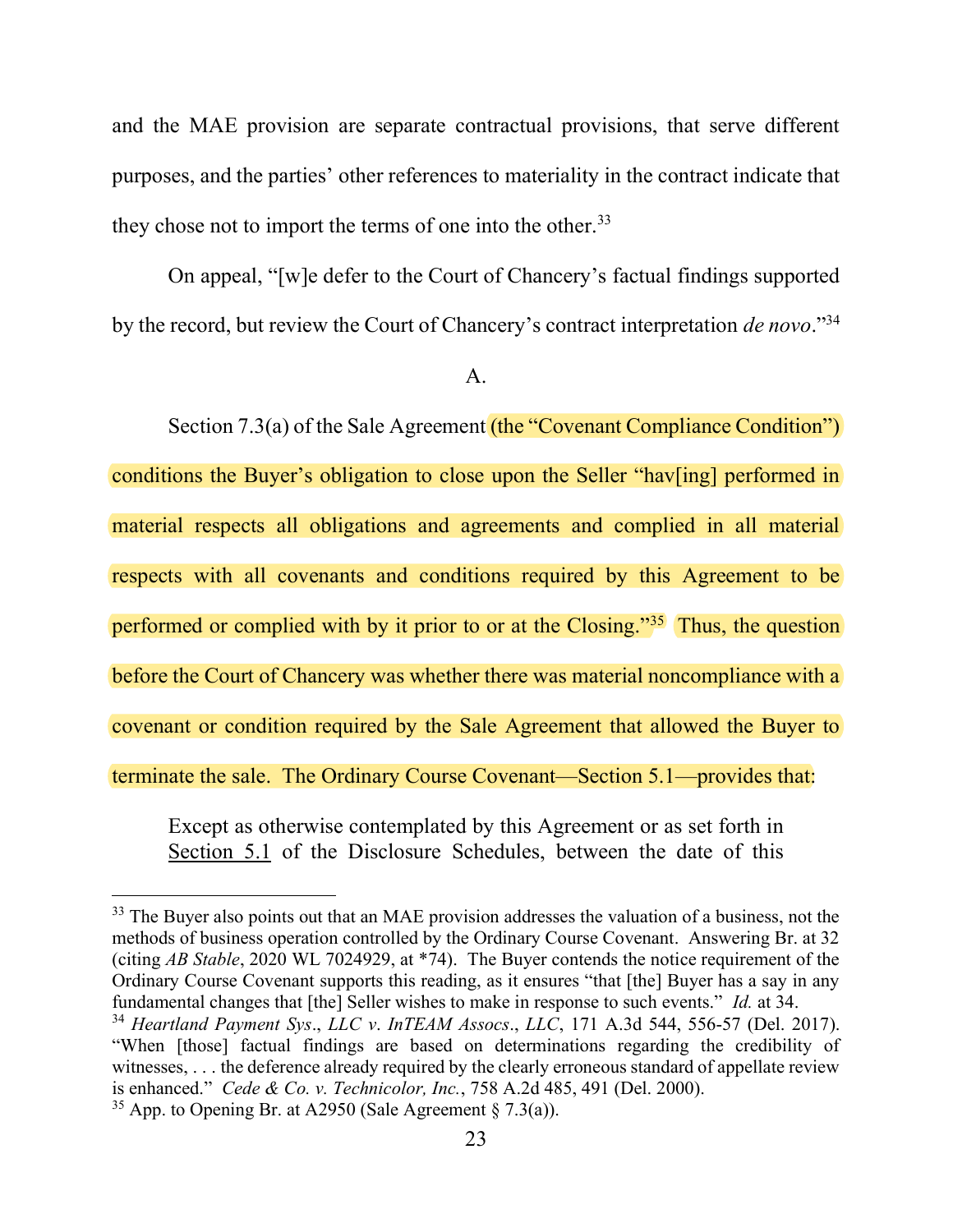and the MAE provision are separate contractual provisions, that serve different purposes, and the parties' other references to materiality in the contract indicate that they chose not to import the terms of one into the other.[33]

On appeal, "[w]e defer to the Court of Chancery's factual findings supported by the record, but review the Court of Chancery's contract interpretation *de novo*."[34]

A.

Section 7.3(a) of the Sale Agreement (the "Covenant Compliance Condition") conditions the Buyer's obligation to close upon the Seller "hav[ing] performed in material respects all obligations and agreements and complied in all material respects with all covenants and conditions required by this Agreement to be performed or complied with by it prior to or at the Closing."[35] Thus, the question before the Court of Chancery was whether there was material noncompliance with a covenant or condition required by the Sale Agreement that allowed the Buyer to terminate the sale. The Ordinary Course Covenant—Section 5.1—provides that:

> Except as otherwise contemplated by this Agreement or as set forth in Section 5.1 of the Disclosure Schedules, between the date of this

---

[33] The Buyer also points out that an MAE provision addresses the valuation of a business, not the methods of business operation controlled by the Ordinary Course Covenant. Answering Br. at 32 (citing *AB Stable*, 2020 WL 7024929, at *74). The Buyer contends the notice requirement of the Ordinary Course Covenant supports this reading, as it ensures "that [the] Buyer has a say in any fundamental changes that [the] Seller wishes to make in response to such events." *Id.* at 34.

[34] *Heartland Payment Sys., LLC v. InTEAM Assocs., LLC*, 171 A.3d 544, 556-57 (Del. 2017). "When [those] factual findings are based on determinations regarding the credibility of witnesses, . . . the deference already required by the clearly erroneous standard of appellate review is enhanced." *Cede & Co. v. Technicolor, Inc.*, 758 A.2d 485, 491 (Del. 2000).

[35] App. to Opening Br. at A2950 (Sale Agreement § 7.3(a)).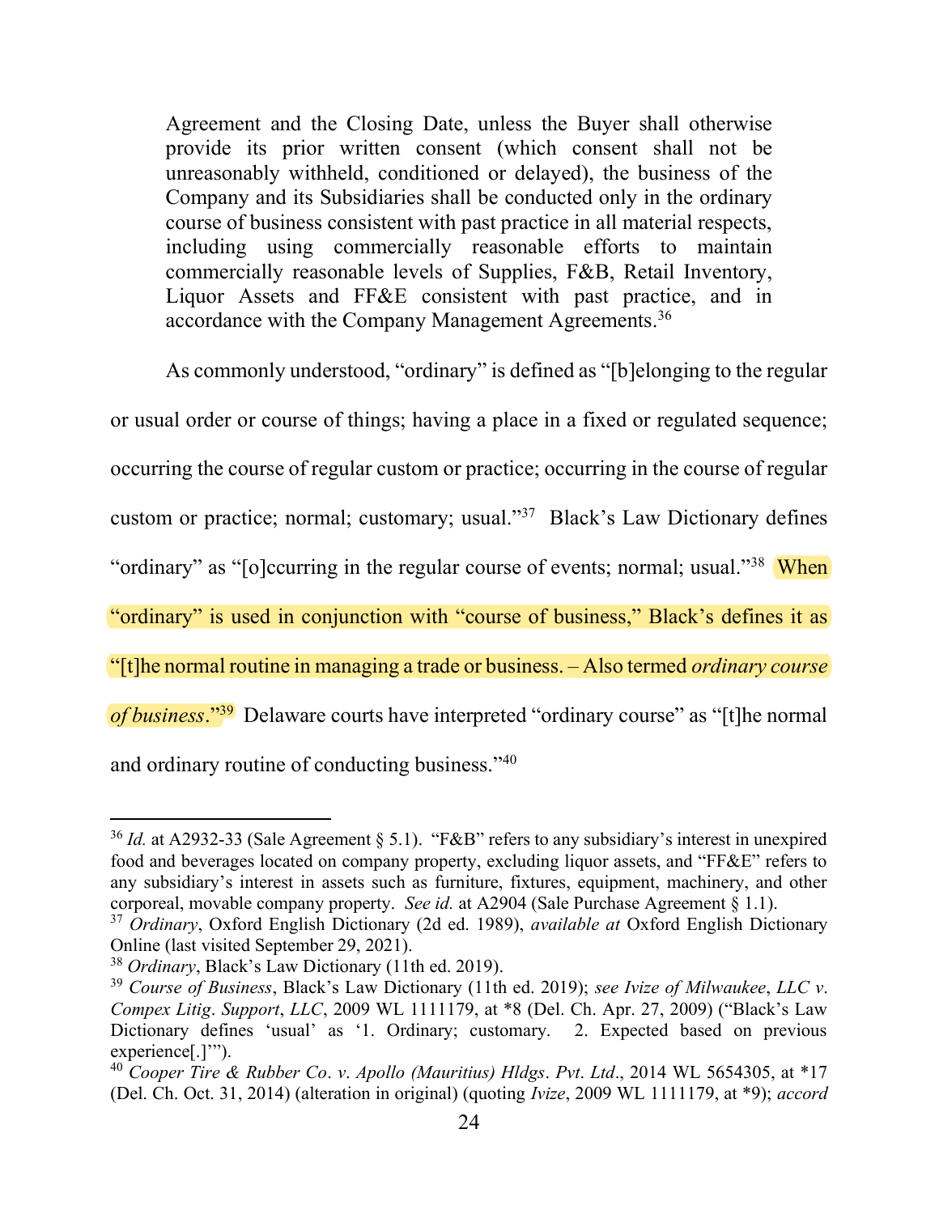> Agreement and the Closing Date, unless the Buyer shall otherwise provide its prior written consent (which consent shall not be unreasonably withheld, conditioned or delayed), the business of the Company and its Subsidiaries shall be conducted only in the ordinary course of business consistent with past practice in all material respects, including using commercially reasonable efforts to maintain commercially reasonable levels of Supplies, F&B, Retail Inventory, Liquor Assets and FF&E consistent with past practice, and in accordance with the Company Management Agreements.[36]

As commonly understood, "ordinary" is defined as "[b]elonging to the regular or usual order or course of things; having a place in a fixed or regulated sequence; occurring the course of regular custom or practice; occurring in the course of regular custom or practice; normal; customary; usual."[37] Black's Law Dictionary defines "ordinary" as "[o]ccurring in the regular course of events; normal; usual."[38] When "ordinary" is used in conjunction with "course of business," Black's defines it as "[t]he normal routine in managing a trade or business. – Also termed *ordinary course of business*."[39] Delaware courts have interpreted "ordinary course" as "[t]he normal and ordinary routine of conducting business."[40]

---

[36] *Id.* at A2932-33 (Sale Agreement § 5.1). "F&B" refers to any subsidiary's interest in unexpired food and beverages located on company property, excluding liquor assets, and "FF&E" refers to any subsidiary's interest in assets such as furniture, fixtures, equipment, machinery, and other corporeal, movable company property. *See id.* at A2904 (Sale Purchase Agreement § 1.1).

[37] *Ordinary*, Oxford English Dictionary (2d ed. 1989), *available at* Oxford English Dictionary Online (last visited September 29, 2021).

[38] *Ordinary*, Black's Law Dictionary (11th ed. 2019).

[39] *Course of Business*, Black's Law Dictionary (11th ed. 2019); *see Ivize of Milwaukee*, *LLC v. Compex Litig. Support*, *LLC*, 2009 WL 1111179, at *8 (Del. Ch. Apr. 27, 2009) ("Black's Law Dictionary defines 'usual' as '1. Ordinary; customary. 2. Expected based on previous experience[.]'").

[40] *Cooper Tire & Rubber Co. v. Apollo (Mauritius) Hldgs. Pvt. Ltd.*, 2014 WL 5654305, at *17 (Del. Ch. Oct. 31, 2014) (alteration in original) (quoting *Ivize*, 2009 WL 1111179, at *9); *accord*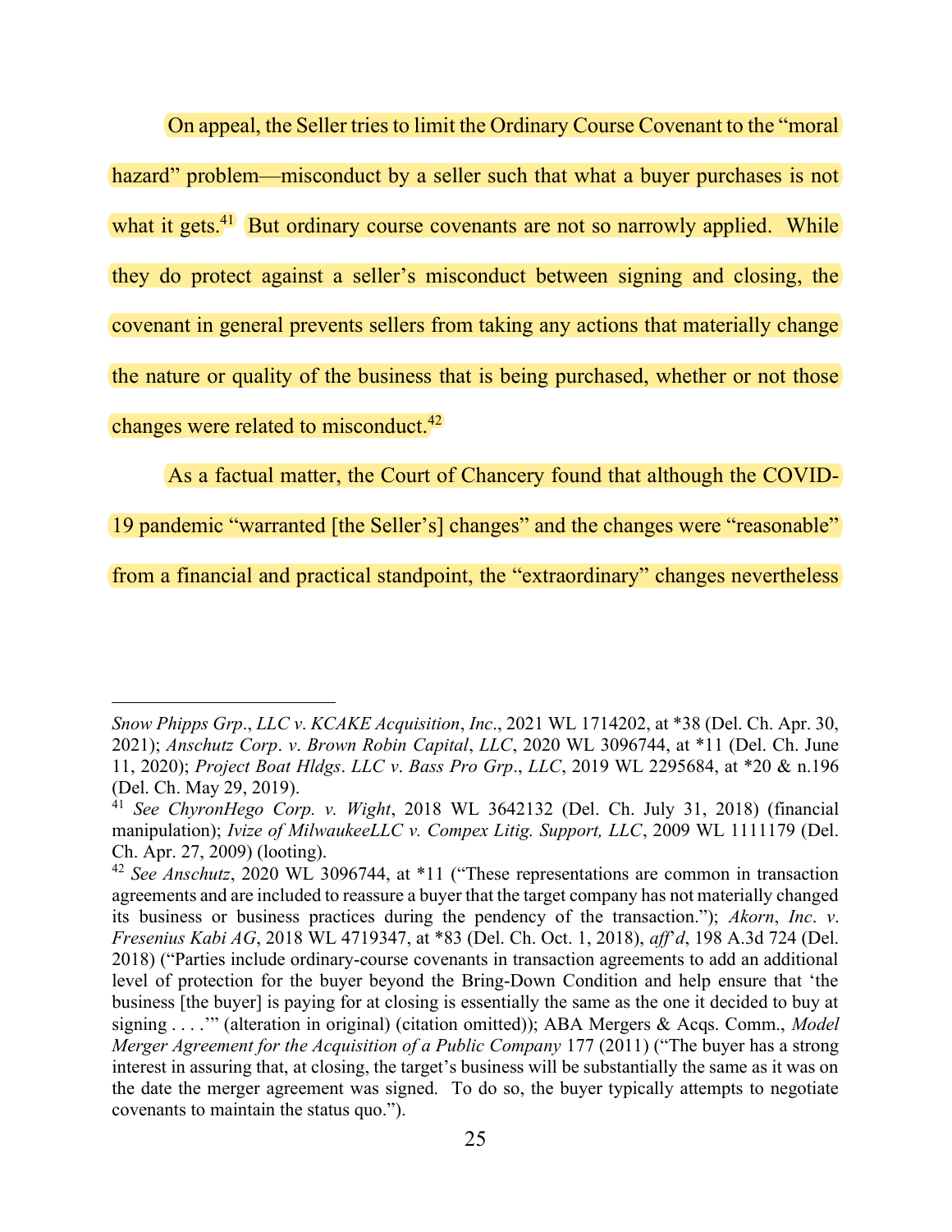On appeal, the Seller tries to limit the Ordinary Course Covenant to the "moral hazard" problem—misconduct by a seller such that what a buyer purchases is not what it gets.[41] But ordinary course covenants are not so narrowly applied. While they do protect against a seller's misconduct between signing and closing, the covenant in general prevents sellers from taking any actions that materially change the nature or quality of the business that is being purchased, whether or not those changes were related to misconduct.[42]

As a factual matter, the Court of Chancery found that although the COVID-19 pandemic "warranted [the Seller's] changes" and the changes were "reasonable" from a financial and practical standpoint, the "extraordinary" changes nevertheless

---

*Snow Phipps Grp*., *LLC v. KCAKE Acquisition*, *Inc*., 2021 WL 1714202, at *38 (Del. Ch. Apr. 30, 2021); *Anschutz Corp*. *v*. *Brown Robin Capital*, *LLC*, 2020 WL 3096744, at *11 (Del. Ch. June 11, 2020); *Project Boat Hldgs*. *LLC v. Bass Pro Grp*., *LLC*, 2019 WL 2295684, at *20 & n.196 (Del. Ch. May 29, 2019).

[41] *See ChyronHego Corp. v. Wight*, 2018 WL 3642132 (Del. Ch. July 31, 2018) (financial manipulation); *Ivize of MilwaukeeLLC v. Compex Litig. Support, LLC*, 2009 WL 1111179 (Del. Ch. Apr. 27, 2009) (looting).

[42] *See Anschutz*, 2020 WL 3096744, at *11 ("These representations are common in transaction agreements and are included to reassure a buyer that the target company has not materially changed its business or business practices during the pendency of the transaction."); *Akorn*, *Inc*. *v*. *Fresenius Kabi AG*, 2018 WL 4719347, at *83 (Del. Ch. Oct. 1, 2018), *aff'd*, 198 A.3d 724 (Del. 2018) ("Parties include ordinary-course covenants in transaction agreements to add an additional level of protection for the buyer beyond the Bring-Down Condition and help ensure that 'the business [the buyer] is paying for at closing is essentially the same as the one it decided to buy at signing . . . .'" (alteration in original) (citation omitted)); ABA Mergers & Acqs. Comm., *Model Merger Agreement for the Acquisition of a Public Company* 177 (2011) ("The buyer has a strong interest in assuring that, at closing, the target's business will be substantially the same as it was on the date the merger agreement was signed. To do so, the buyer typically attempts to negotiate covenants to maintain the status quo.").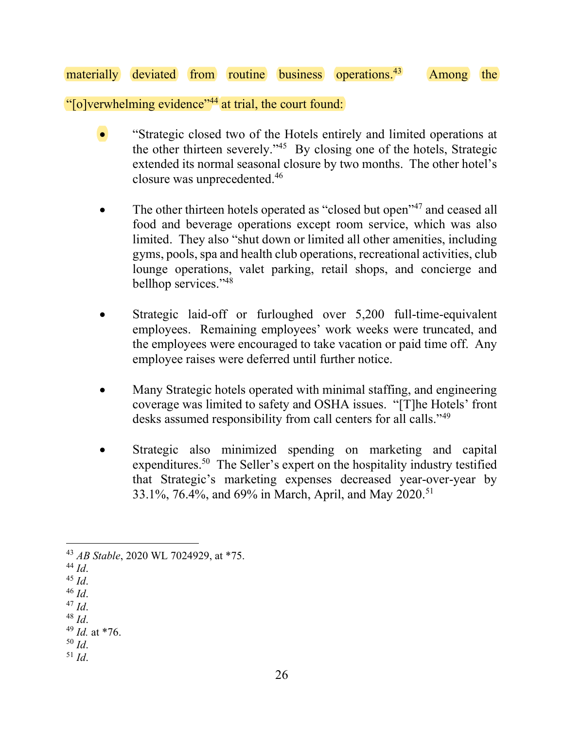materially deviated from routine business operations.[43] Among the "[o]verwhelming evidence"[44] at trial, the court found:

- "Strategic closed two of the Hotels entirely and limited operations at the other thirteen severely."[45] By closing one of the hotels, Strategic extended its normal seasonal closure by two months. The other hotel's closure was unprecedented.[46]

- The other thirteen hotels operated as "closed but open"[47] and ceased all food and beverage operations except room service, which was also limited. They also "shut down or limited all other amenities, including gyms, pools, spa and health club operations, recreational activities, club lounge operations, valet parking, retail shops, and concierge and bellhop services."[48]

- Strategic laid-off or furloughed over 5,200 full-time-equivalent employees. Remaining employees' work weeks were truncated, and the employees were encouraged to take vacation or paid time off. Any employee raises were deferred until further notice.

- Many Strategic hotels operated with minimal staffing, and engineering coverage was limited to safety and OSHA issues. "[T]he Hotels' front desks assumed responsibility from call centers for all calls."[49]

- Strategic also minimized spending on marketing and capital expenditures.[50] The Seller's expert on the hospitality industry testified that Strategic's marketing expenses decreased year-over-year by 33.1%, 76.4%, and 69% in March, April, and May 2020.[51]

---

[43] *AB Stable*, 2020 WL 7024929, at *75.
[44] *Id*.
[45] *Id*.
[46] *Id*.
[47] *Id*.
[48] *Id*.
[49] *Id.* at *76.
[50] *Id*.
[51] *Id*.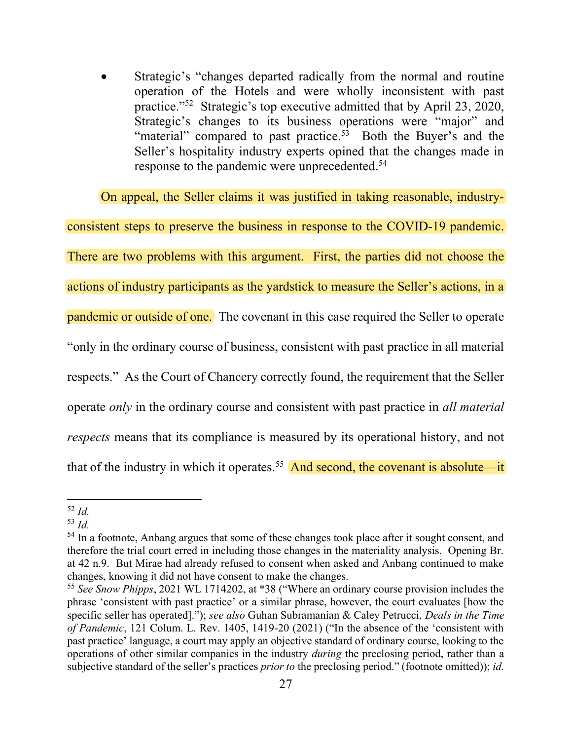- Strategic's "changes departed radically from the normal and routine operation of the Hotels and were wholly inconsistent with past practice."[52] Strategic's top executive admitted that by April 23, 2020, Strategic's changes to its business operations were "major" and "material" compared to past practice.[53] Both the Buyer's and the Seller's hospitality industry experts opined that the changes made in response to the pandemic were unprecedented.[54]

On appeal, the Seller claims it was justified in taking reasonable, industry-consistent steps to preserve the business in response to the COVID-19 pandemic. There are two problems with this argument. First, the parties did not choose the actions of industry participants as the yardstick to measure the Seller's actions, in a pandemic or outside of one. The covenant in this case required the Seller to operate "only in the ordinary course of business, consistent with past practice in all material respects." As the Court of Chancery correctly found, the requirement that the Seller operate *only* in the ordinary course and consistent with past practice in *all material respects* means that its compliance is measured by its operational history, and not that of the industry in which it operates.[55] And second, the covenant is absolute—it

---

[52] *Id.*

[53] *Id.*

[54] In a footnote, Anbang argues that some of these changes took place after it sought consent, and therefore the trial court erred in including those changes in the materiality analysis. Opening Br. at 42 n.9. But Mirae had already refused to consent when asked and Anbang continued to make changes, knowing it did not have consent to make the changes.

[55] *See Snow Phipps*, 2021 WL 1714202, at *38 ("Where an ordinary course provision includes the phrase 'consistent with past practice' or a similar phrase, however, the court evaluates [how the specific seller has operated]."); *see also* Guhan Subramanian & Caley Petrucci, *Deals in the Time of Pandemic*, 121 Colum. L. Rev. 1405, 1419-20 (2021) ("In the absence of the 'consistent with past practice' language, a court may apply an objective standard of ordinary course, looking to the operations of other similar companies in the industry *during* the preclosing period, rather than a subjective standard of the seller's practices *prior to* the preclosing period." (footnote omitted)); *id.*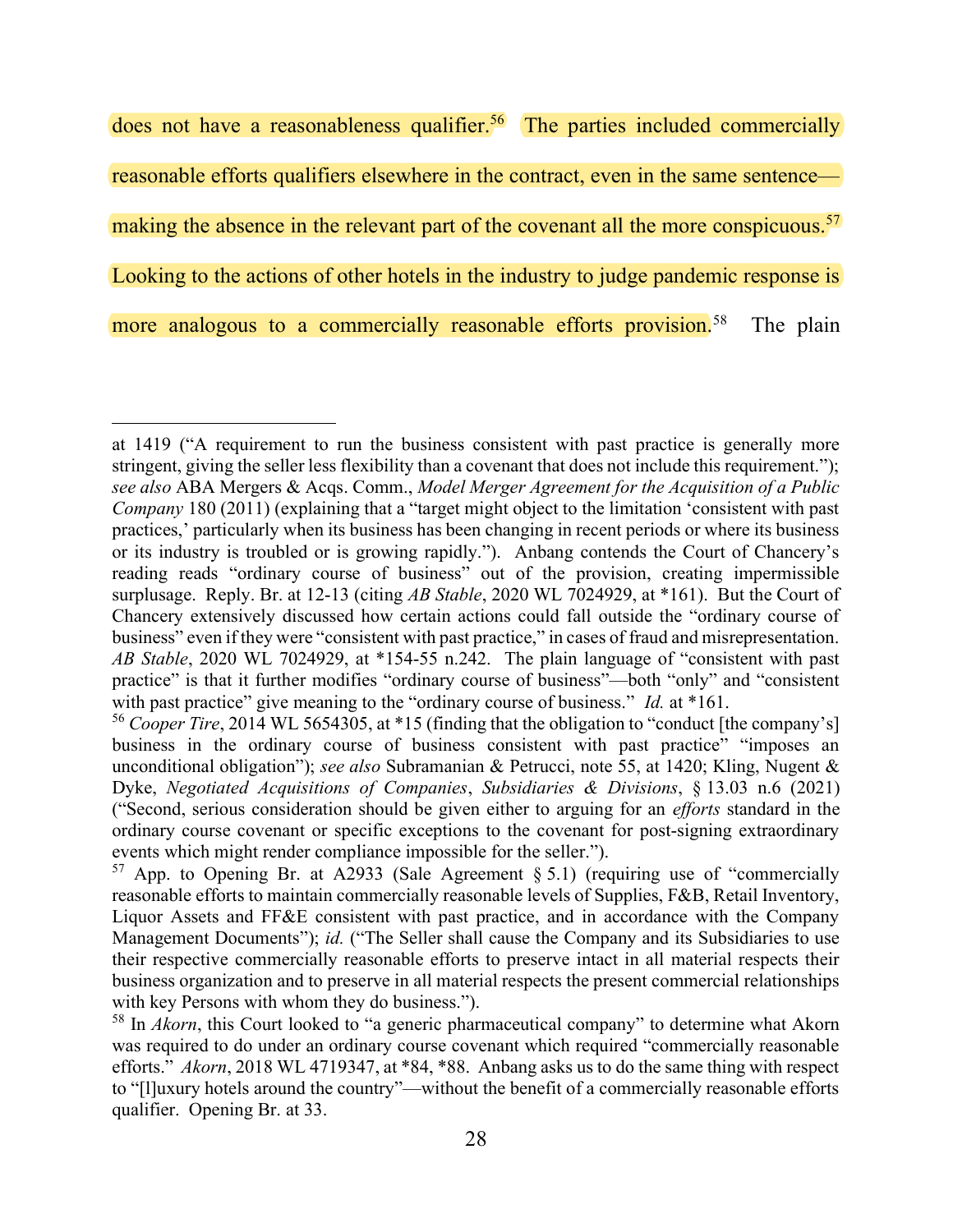does not have a reasonableness qualifier.[56] The parties included commercially reasonable efforts qualifiers elsewhere in the contract, even in the same sentence—making the absence in the relevant part of the covenant all the more conspicuous.[57] Looking to the actions of other hotels in the industry to judge pandemic response is more analogous to a commercially reasonable efforts provision.[58] The plain

---

at 1419 ("A requirement to run the business consistent with past practice is generally more stringent, giving the seller less flexibility than a covenant that does not include this requirement."); *see also* ABA Mergers & Acqs. Comm., *Model Merger Agreement for the Acquisition of a Public Company* 180 (2011) (explaining that a "target might object to the limitation 'consistent with past practices,' particularly when its business has been changing in recent periods or where its business or its industry is troubled or is growing rapidly."). Anbang contends the Court of Chancery's reading reads "ordinary course of business" out of the provision, creating impermissible surplusage. Reply. Br. at 12-13 (citing *AB Stable*, 2020 WL 7024929, at *161). But the Court of Chancery extensively discussed how certain actions could fall outside the "ordinary course of business" even if they were "consistent with past practice," in cases of fraud and misrepresentation. *AB Stable*, 2020 WL 7024929, at *154-55 n.242. The plain language of "consistent with past practice" is that it further modifies "ordinary course of business"—both "only" and "consistent with past practice" give meaning to the "ordinary course of business." *Id.* at *161.

[56] *Cooper Tire*, 2014 WL 5654305, at *15 (finding that the obligation to "conduct [the company's] business in the ordinary course of business consistent with past practice" "imposes an unconditional obligation"); *see also* Subramanian & Petrucci, note 55, at 1420; Kling, Nugent & Dyke, *Negotiated Acquisitions of Companies*, *Subsidiaries & Divisions*, § 13.03 n.6 (2021) ("Second, serious consideration should be given either to arguing for an *efforts* standard in the ordinary course covenant or specific exceptions to the covenant for post-signing extraordinary events which might render compliance impossible for the seller.").

[57] App. to Opening Br. at A2933 (Sale Agreement § 5.1) (requiring use of "commercially reasonable efforts to maintain commercially reasonable levels of Supplies, F&B, Retail Inventory, Liquor Assets and FF&E consistent with past practice, and in accordance with the Company Management Documents"); *id.* ("The Seller shall cause the Company and its Subsidiaries to use their respective commercially reasonable efforts to preserve intact in all material respects their business organization and to preserve in all material respects the present commercial relationships with key Persons with whom they do business.").

[58] In *Akorn*, this Court looked to "a generic pharmaceutical company" to determine what Akorn was required to do under an ordinary course covenant which required "commercially reasonable efforts." *Akorn*, 2018 WL 4719347, at *84, *88. Anbang asks us to do the same thing with respect to "[l]uxury hotels around the country"—without the benefit of a commercially reasonable efforts qualifier. Opening Br. at 33.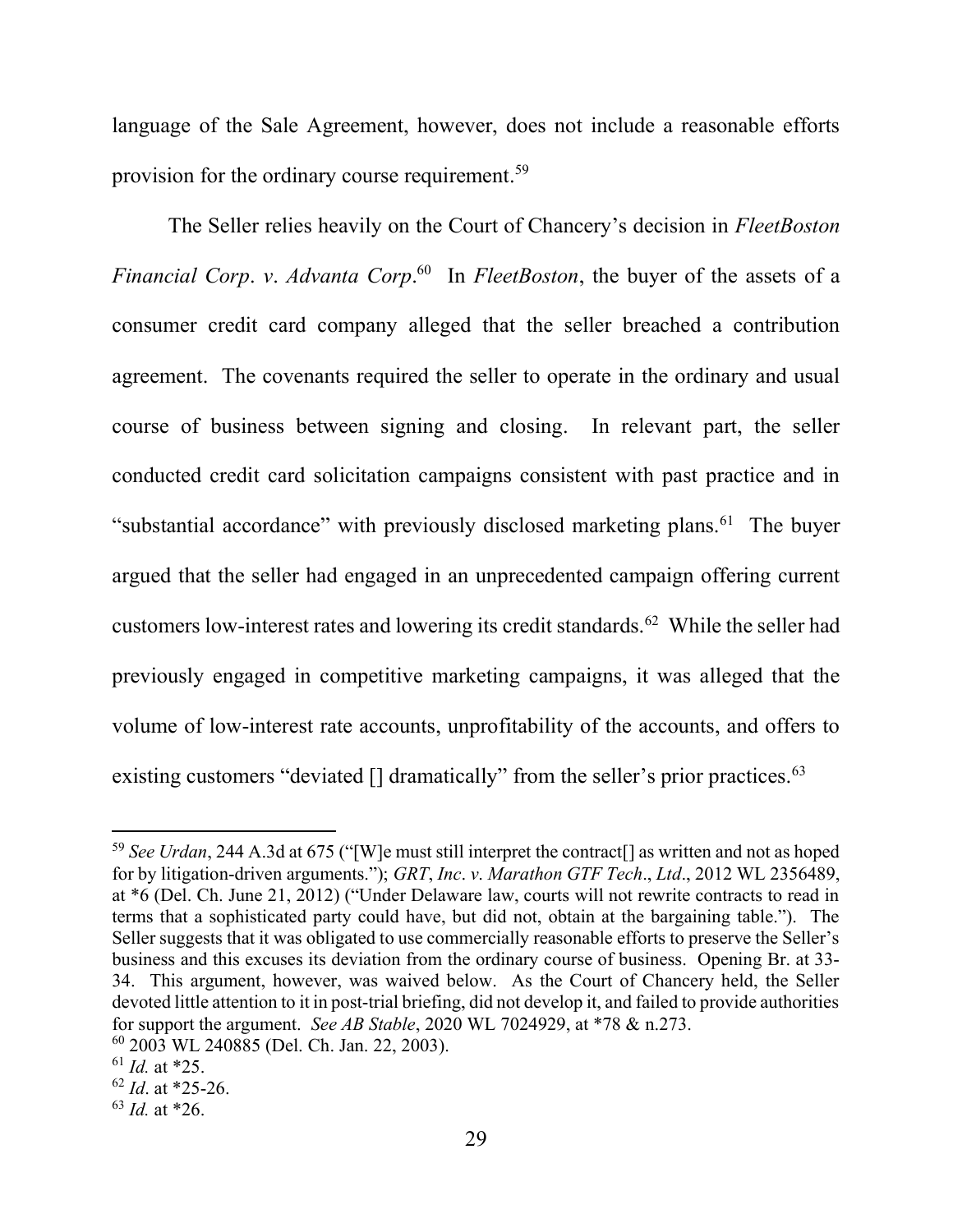language of the Sale Agreement, however, does not include a reasonable efforts provision for the ordinary course requirement.[59]

The Seller relies heavily on the Court of Chancery's decision in *FleetBoston Financial Corp*. *v*. *Advanta Corp*.[60] In *FleetBoston*, the buyer of the assets of a consumer credit card company alleged that the seller breached a contribution agreement. The covenants required the seller to operate in the ordinary and usual course of business between signing and closing. In relevant part, the seller conducted credit card solicitation campaigns consistent with past practice and in "substantial accordance" with previously disclosed marketing plans.[61] The buyer argued that the seller had engaged in an unprecedented campaign offering current customers low-interest rates and lowering its credit standards.[62] While the seller had previously engaged in competitive marketing campaigns, it was alleged that the volume of low-interest rate accounts, unprofitability of the accounts, and offers to existing customers "deviated [] dramatically" from the seller's prior practices.[63]

---

[59] *See Urdan*, 244 A.3d at 675 ("[W]e must still interpret the contract[] as written and not as hoped for by litigation-driven arguments."); *GRT*, *Inc*. *v*. *Marathon GTF Tech*., *Ltd*., 2012 WL 2356489, at *6 (Del. Ch. June 21, 2012) ("Under Delaware law, courts will not rewrite contracts to read in terms that a sophisticated party could have, but did not, obtain at the bargaining table."). The Seller suggests that it was obligated to use commercially reasonable efforts to preserve the Seller's business and this excuses its deviation from the ordinary course of business. Opening Br. at 33-34. This argument, however, was waived below. As the Court of Chancery held, the Seller devoted little attention to it in post-trial briefing, did not develop it, and failed to provide authorities for support the argument. *See AB Stable*, 2020 WL 7024929, at *78 & n.273.

[60] 2003 WL 240885 (Del. Ch. Jan. 22, 2003).

[61] *Id.* at *25.

[62] *Id*. at *25-26.

[63] *Id.* at *26.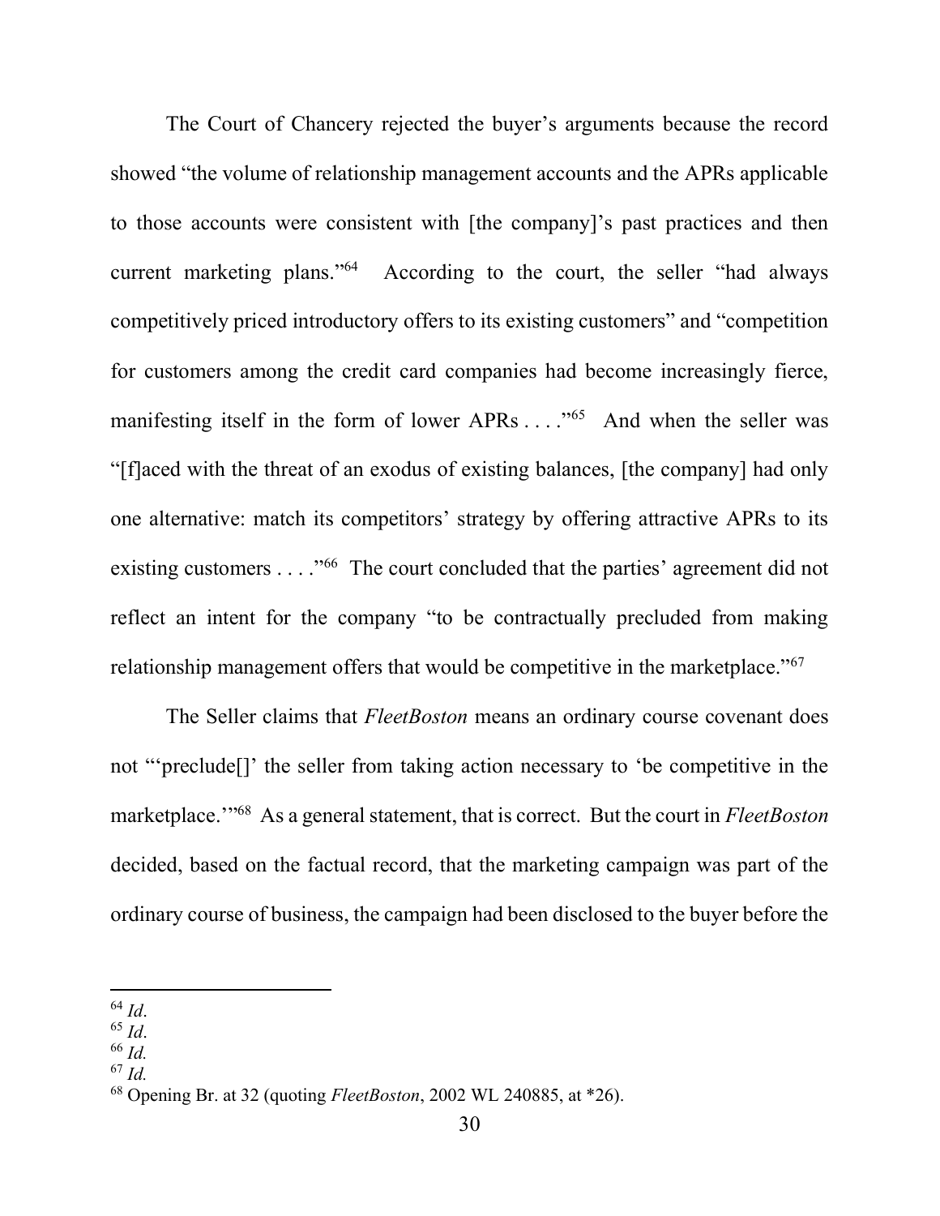The Court of Chancery rejected the buyer's arguments because the record showed "the volume of relationship management accounts and the APRs applicable to those accounts were consistent with [the company]'s past practices and then current marketing plans."[64] According to the court, the seller "had always competitively priced introductory offers to its existing customers" and "competition for customers among the credit card companies had become increasingly fierce, manifesting itself in the form of lower APRs . . . ."[65] And when the seller was "[f]aced with the threat of an exodus of existing balances, [the company] had only one alternative: match its competitors' strategy by offering attractive APRs to its existing customers . . . ."[66] The court concluded that the parties' agreement did not reflect an intent for the company "to be contractually precluded from making relationship management offers that would be competitive in the marketplace."[67]

The Seller claims that *FleetBoston* means an ordinary course covenant does not "'preclude[]' the seller from taking action necessary to 'be competitive in the marketplace.'"[68] As a general statement, that is correct. But the court in *FleetBoston* decided, based on the factual record, that the marketing campaign was part of the ordinary course of business, the campaign had been disclosed to the buyer before the

---

[64] *Id*.
[65] *Id*.
[66] *Id.*
[67] *Id.*
[68] Opening Br. at 32 (quoting *FleetBoston*, 2002 WL 240885, at *26).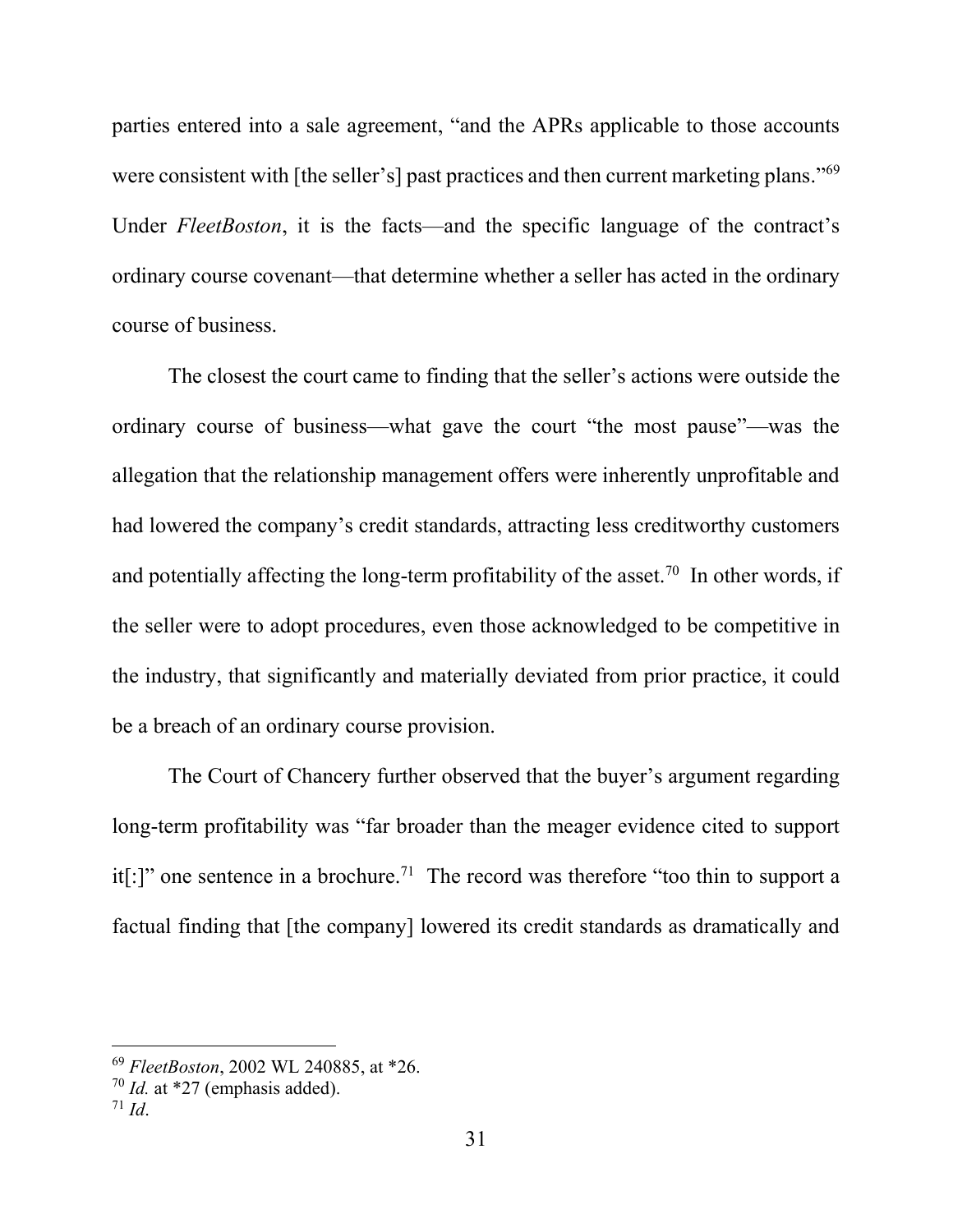parties entered into a sale agreement, "and the APRs applicable to those accounts were consistent with [the seller's] past practices and then current marketing plans."[69] Under *FleetBoston*, it is the facts—and the specific language of the contract's ordinary course covenant—that determine whether a seller has acted in the ordinary course of business.

The closest the court came to finding that the seller's actions were outside the ordinary course of business—what gave the court "the most pause"—was the allegation that the relationship management offers were inherently unprofitable and had lowered the company's credit standards, attracting less creditworthy customers and potentially affecting the long-term profitability of the asset.[70] In other words, if the seller were to adopt procedures, even those acknowledged to be competitive in the industry, that significantly and materially deviated from prior practice, it could be a breach of an ordinary course provision.

The Court of Chancery further observed that the buyer's argument regarding long-term profitability was "far broader than the meager evidence cited to support it[:]" one sentence in a brochure.[71] The record was therefore "too thin to support a factual finding that [the company] lowered its credit standards as dramatically and

---

[69] *FleetBoston*, 2002 WL 240885, at *26.

[70] *Id.* at *27 (emphasis added).

[71] *Id*.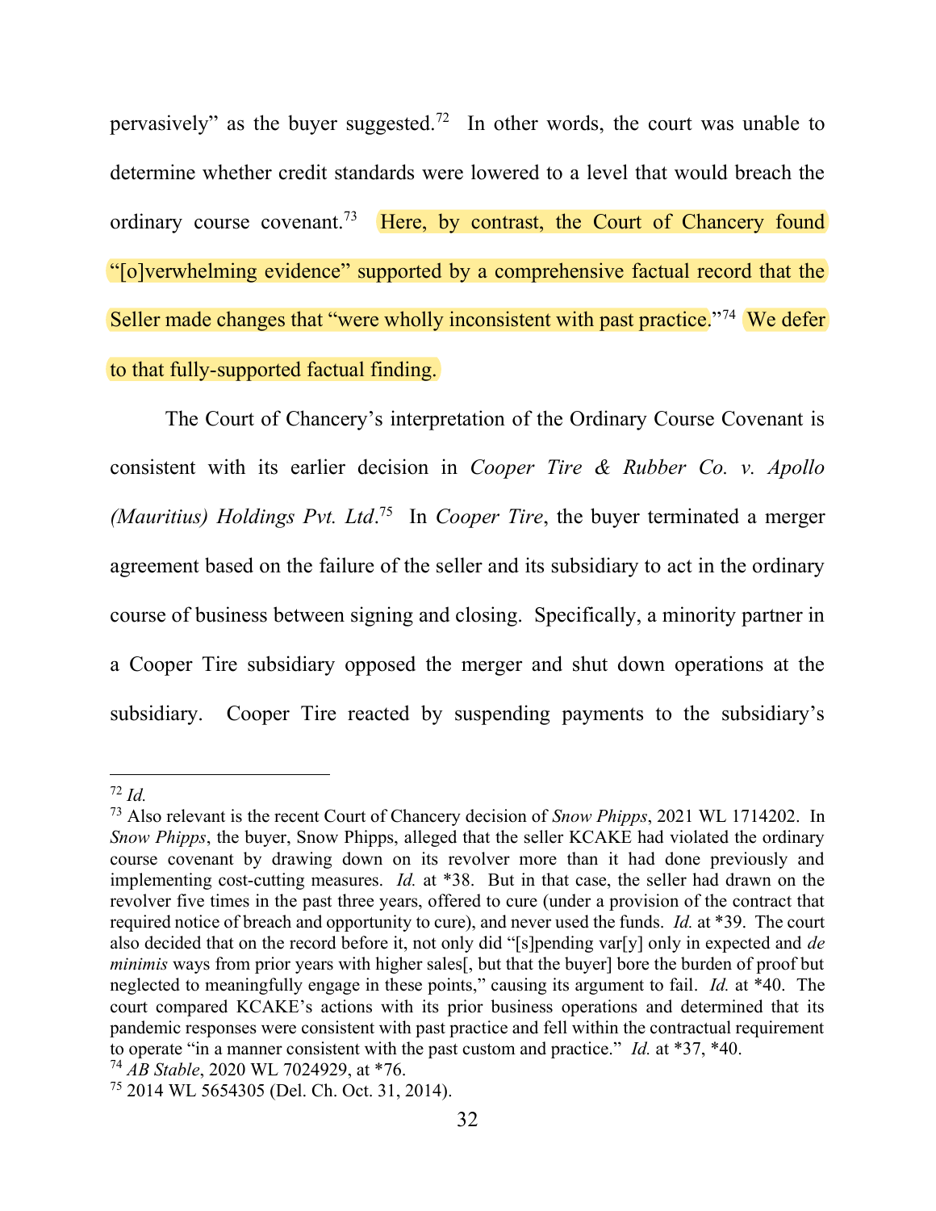pervasively" as the buyer suggested.[72] In other words, the court was unable to determine whether credit standards were lowered to a level that would breach the ordinary course covenant.[73] Here, by contrast, the Court of Chancery found "[o]verwhelming evidence" supported by a comprehensive factual record that the Seller made changes that "were wholly inconsistent with past practice."[74] We defer to that fully-supported factual finding.

The Court of Chancery's interpretation of the Ordinary Course Covenant is consistent with its earlier decision in *Cooper Tire & Rubber Co. v. Apollo (Mauritius) Holdings Pvt. Ltd*.[75] In *Cooper Tire*, the buyer terminated a merger agreement based on the failure of the seller and its subsidiary to act in the ordinary course of business between signing and closing. Specifically, a minority partner in a Cooper Tire subsidiary opposed the merger and shut down operations at the subsidiary. Cooper Tire reacted by suspending payments to the subsidiary's

---

[72] *Id.*

[73] Also relevant is the recent Court of Chancery decision of *Snow Phipps*, 2021 WL 1714202. In *Snow Phipps*, the buyer, Snow Phipps, alleged that the seller KCAKE had violated the ordinary course covenant by drawing down on its revolver more than it had done previously and implementing cost-cutting measures. *Id.* at *38. But in that case, the seller had drawn on the revolver five times in the past three years, offered to cure (under a provision of the contract that required notice of breach and opportunity to cure), and never used the funds. *Id.* at *39. The court also decided that on the record before it, not only did "[s]pending var[y] only in expected and *de minimis* ways from prior years with higher sales[, but that the buyer] bore the burden of proof but neglected to meaningfully engage in these points," causing its argument to fail. *Id.* at *40. The court compared KCAKE's actions with its prior business operations and determined that its pandemic responses were consistent with past practice and fell within the contractual requirement to operate "in a manner consistent with the past custom and practice." *Id.* at *37, *40.

[74] *AB Stable*, 2020 WL 7024929, at *76.

[75] 2014 WL 5654305 (Del. Ch. Oct. 31, 2014).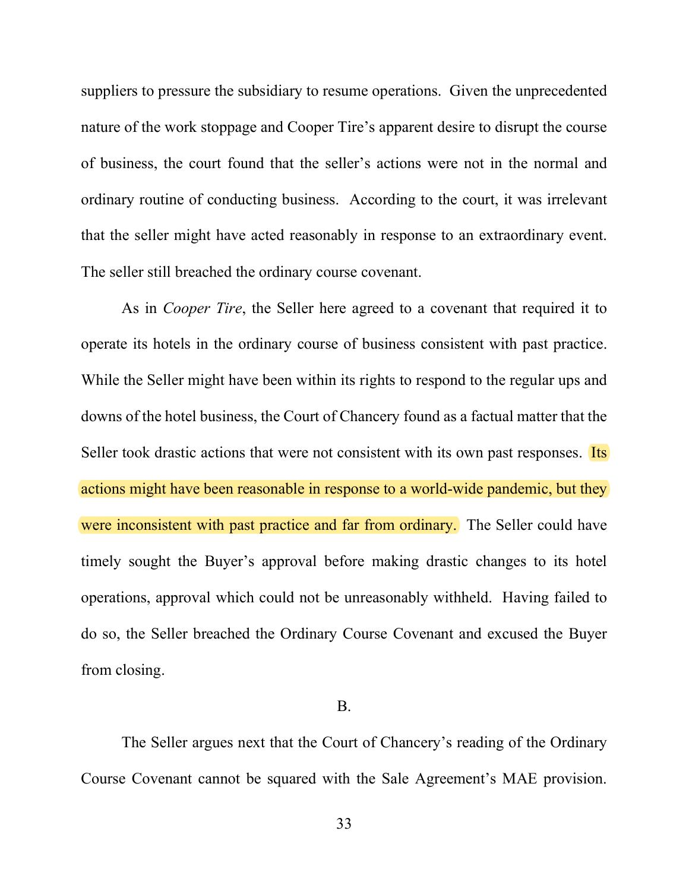suppliers to pressure the subsidiary to resume operations. Given the unprecedented nature of the work stoppage and Cooper Tire's apparent desire to disrupt the course of business, the court found that the seller's actions were not in the normal and ordinary routine of conducting business. According to the court, it was irrelevant that the seller might have acted reasonably in response to an extraordinary event. The seller still breached the ordinary course covenant.

As in *Cooper Tire*, the Seller here agreed to a covenant that required it to operate its hotels in the ordinary course of business consistent with past practice. While the Seller might have been within its rights to respond to the regular ups and downs of the hotel business, the Court of Chancery found as a factual matter that the Seller took drastic actions that were not consistent with its own past responses. Its actions might have been reasonable in response to a world-wide pandemic, but they were inconsistent with past practice and far from ordinary. The Seller could have timely sought the Buyer's approval before making drastic changes to its hotel operations, approval which could not be unreasonably withheld. Having failed to do so, the Seller breached the Ordinary Course Covenant and excused the Buyer from closing.

B.

The Seller argues next that the Court of Chancery's reading of the Ordinary Course Covenant cannot be squared with the Sale Agreement's MAE provision.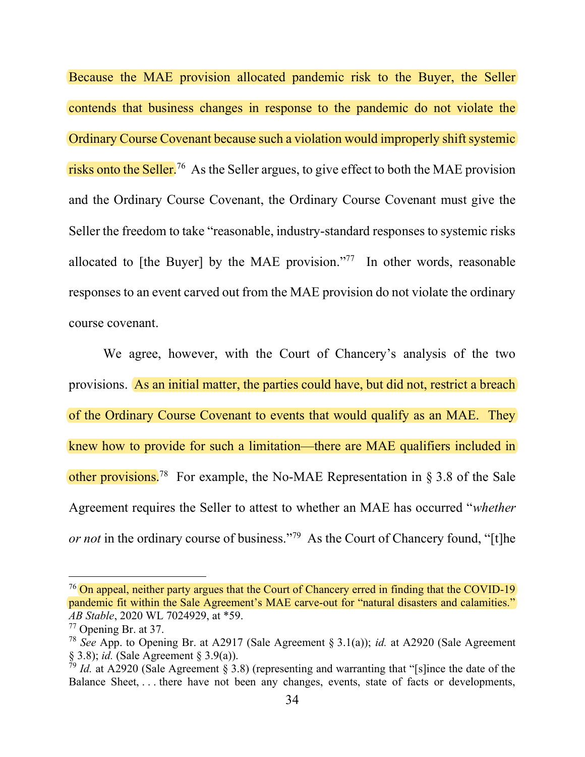Because the MAE provision allocated pandemic risk to the Buyer, the Seller contends that business changes in response to the pandemic do not violate the Ordinary Course Covenant because such a violation would improperly shift systemic risks onto the Seller.[76] As the Seller argues, to give effect to both the MAE provision and the Ordinary Course Covenant, the Ordinary Course Covenant must give the Seller the freedom to take "reasonable, industry-standard responses to systemic risks allocated to [the Buyer] by the MAE provision."[77] In other words, reasonable responses to an event carved out from the MAE provision do not violate the ordinary course covenant.

We agree, however, with the Court of Chancery's analysis of the two provisions. As an initial matter, the parties could have, but did not, restrict a breach of the Ordinary Course Covenant to events that would qualify as an MAE. They knew how to provide for such a limitation—there are MAE qualifiers included in other provisions.[78] For example, the No-MAE Representation in § 3.8 of the Sale Agreement requires the Seller to attest to whether an MAE has occurred "*whether or not* in the ordinary course of business."[79] As the Court of Chancery found, "[t]he

---

[76] On appeal, neither party argues that the Court of Chancery erred in finding that the COVID-19 pandemic fit within the Sale Agreement's MAE carve-out for "natural disasters and calamities." *AB Stable*, 2020 WL 7024929, at *59.

[77] Opening Br. at 37.

[78] *See* App. to Opening Br. at A2917 (Sale Agreement § 3.1(a)); *id.* at A2920 (Sale Agreement § 3.8); *id.* (Sale Agreement § 3.9(a)).

[79] *Id.* at A2920 (Sale Agreement § 3.8) (representing and warranting that "[s]ince the date of the Balance Sheet, . . . there have not been any changes, events, state of facts or developments,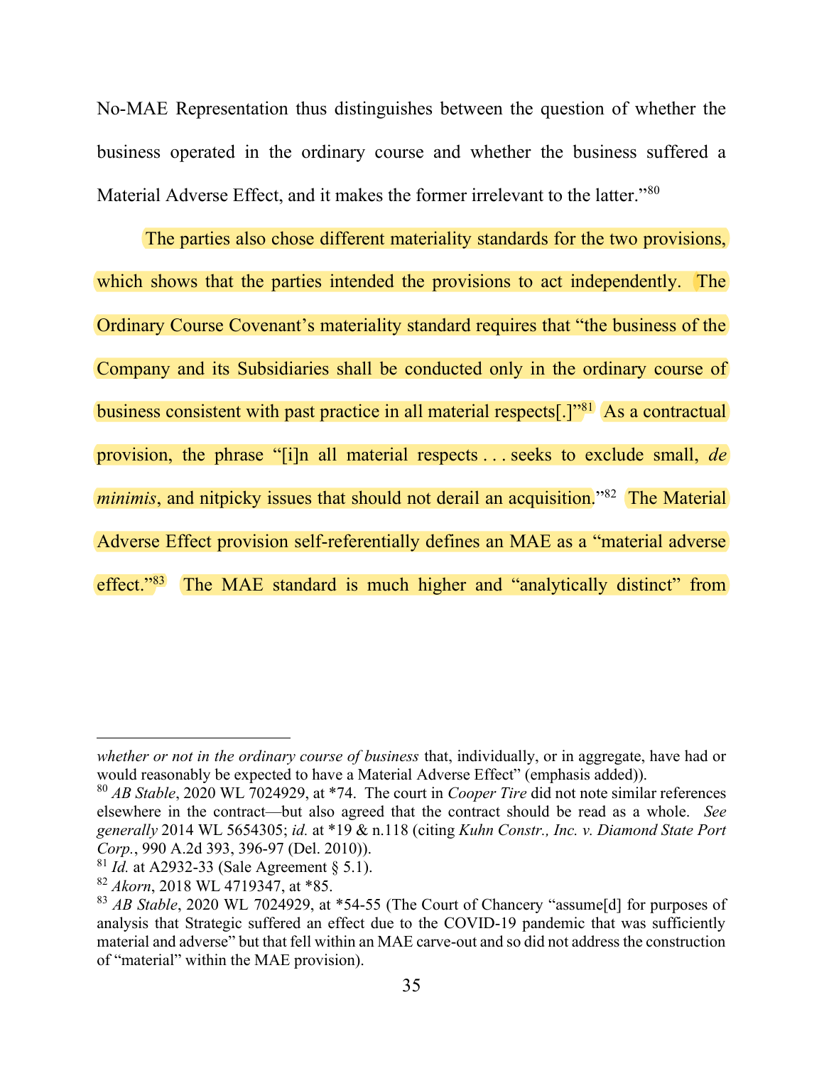No-MAE Representation thus distinguishes between the question of whether the business operated in the ordinary course and whether the business suffered a Material Adverse Effect, and it makes the former irrelevant to the latter."[80]

The parties also chose different materiality standards for the two provisions, which shows that the parties intended the provisions to act independently. The Ordinary Course Covenant's materiality standard requires that "the business of the Company and its Subsidiaries shall be conducted only in the ordinary course of business consistent with past practice in all material respects[.]"[81] As a contractual provision, the phrase "[i]n all material respects . . . seeks to exclude small, *de minimis*, and nitpicky issues that should not derail an acquisition."[82] The Material Adverse Effect provision self-referentially defines an MAE as a "material adverse effect."[83] The MAE standard is much higher and "analytically distinct" from

---

*whether or not in the ordinary course of business* that, individually, or in aggregate, have had or would reasonably be expected to have a Material Adverse Effect" (emphasis added)).

[80] *AB Stable*, 2020 WL 7024929, at *74. The court in *Cooper Tire* did not note similar references elsewhere in the contract—but also agreed that the contract should be read as a whole. *See generally* 2014 WL 5654305; *id.* at *19 & n.118 (citing *Kuhn Constr., Inc. v. Diamond State Port Corp.*, 990 A.2d 393, 396-97 (Del. 2010)).

[81] *Id.* at A2932-33 (Sale Agreement § 5.1).

[82] *Akorn*, 2018 WL 4719347, at *85.

[83] *AB Stable*, 2020 WL 7024929, at *54-55 (The Court of Chancery "assume[d] for purposes of analysis that Strategic suffered an effect due to the COVID-19 pandemic that was sufficiently material and adverse" but that fell within an MAE carve-out and so did not address the construction of "material" within the MAE provision).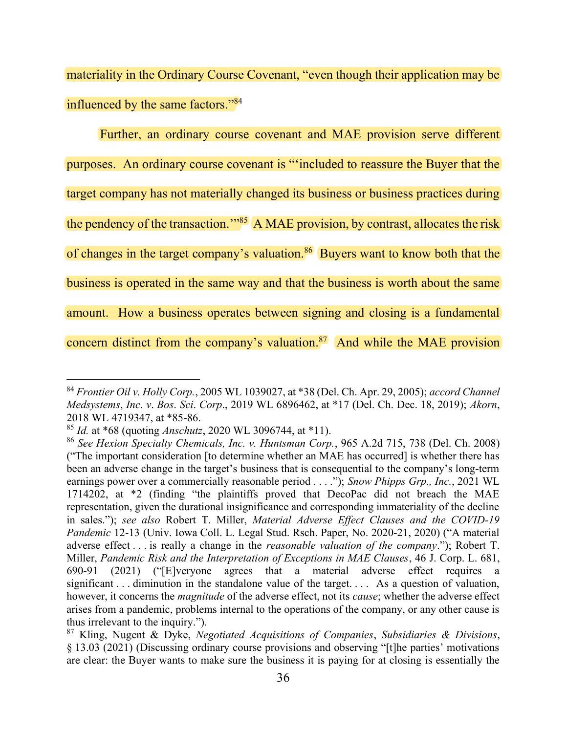materiality in the Ordinary Course Covenant, "even though their application may be influenced by the same factors."[84]

Further, an ordinary course covenant and MAE provision serve different purposes. An ordinary course covenant is "'included to reassure the Buyer that the target company has not materially changed its business or business practices during the pendency of the transaction.'"[85] A MAE provision, by contrast, allocates the risk of changes in the target company's valuation.[86] Buyers want to know both that the business is operated in the same way and that the business is worth about the same amount. How a business operates between signing and closing is a fundamental concern distinct from the company's valuation.[87] And while the MAE provision

---

[84] *Frontier Oil v. Holly Corp.*, 2005 WL 1039027, at *38 (Del. Ch. Apr. 29, 2005); *accord Channel Medsystems*, *Inc*. *v*. *Bos*. *Sci*. *Corp*., 2019 WL 6896462, at *17 (Del. Ch. Dec. 18, 2019); *Akorn*, 2018 WL 4719347, at *85-86.

[85] *Id.* at *68 (quoting *Anschutz*, 2020 WL 3096744, at *11).

[86] *See Hexion Specialty Chemicals, Inc. v. Huntsman Corp.*, 965 A.2d 715, 738 (Del. Ch. 2008) ("The important consideration [to determine whether an MAE has occurred] is whether there has been an adverse change in the target's business that is consequential to the company's long-term earnings power over a commercially reasonable period . . . ."); *Snow Phipps Grp., Inc.*, 2021 WL 1714202, at *2 (finding "the plaintiffs proved that DecoPac did not breach the MAE representation, given the durational insignificance and corresponding immateriality of the decline in sales."); *see also* Robert T. Miller, *Material Adverse Effect Clauses and the COVID-19 Pandemic* 12-13 (Univ. Iowa Coll. L. Legal Stud. Rsch. Paper, No. 2020-21, 2020) ("A material adverse effect . . . is really a change in the *reasonable valuation of the company*."); Robert T. Miller, *Pandemic Risk and the Interpretation of Exceptions in MAE Clauses*, 46 J. Corp. L. 681, 690-91 (2021) ("[E]veryone agrees that a material adverse effect requires a significant . . . diminution in the standalone value of the target. . . . As a question of valuation, however, it concerns the *magnitude* of the adverse effect, not its *cause*; whether the adverse effect arises from a pandemic, problems internal to the operations of the company, or any other cause is thus irrelevant to the inquiry.").

[87] Kling, Nugent & Dyke, *Negotiated Acquisitions of Companies*, *Subsidiaries & Divisions*, § 13.03 (2021) (Discussing ordinary course provisions and observing "[t]he parties' motivations are clear: the Buyer wants to make sure the business it is paying for at closing is essentially the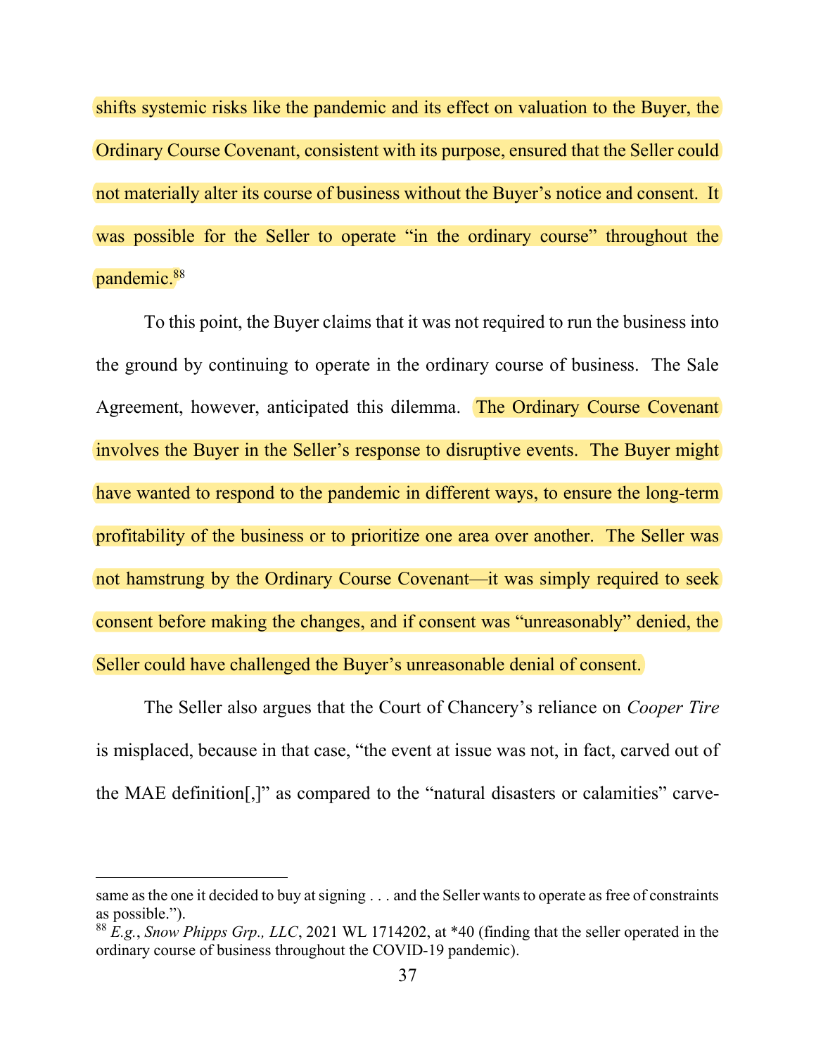shifts systemic risks like the pandemic and its effect on valuation to the Buyer, the Ordinary Course Covenant, consistent with its purpose, ensured that the Seller could not materially alter its course of business without the Buyer's notice and consent. It was possible for the Seller to operate "in the ordinary course" throughout the pandemic.[88]

To this point, the Buyer claims that it was not required to run the business into the ground by continuing to operate in the ordinary course of business. The Sale Agreement, however, anticipated this dilemma. The Ordinary Course Covenant involves the Buyer in the Seller's response to disruptive events. The Buyer might have wanted to respond to the pandemic in different ways, to ensure the long-term profitability of the business or to prioritize one area over another. The Seller was not hamstrung by the Ordinary Course Covenant—it was simply required to seek consent before making the changes, and if consent was "unreasonably" denied, the Seller could have challenged the Buyer's unreasonable denial of consent.

The Seller also argues that the Court of Chancery's reliance on *Cooper Tire* is misplaced, because in that case, "the event at issue was not, in fact, carved out of the MAE definition[,]" as compared to the "natural disasters or calamities" carve-

---

same as the one it decided to buy at signing . . . and the Seller wants to operate as free of constraints as possible.").

[88] *E.g.*, *Snow Phipps Grp., LLC*, 2021 WL 1714202, at *40 (finding that the seller operated in the ordinary course of business throughout the COVID-19 pandemic).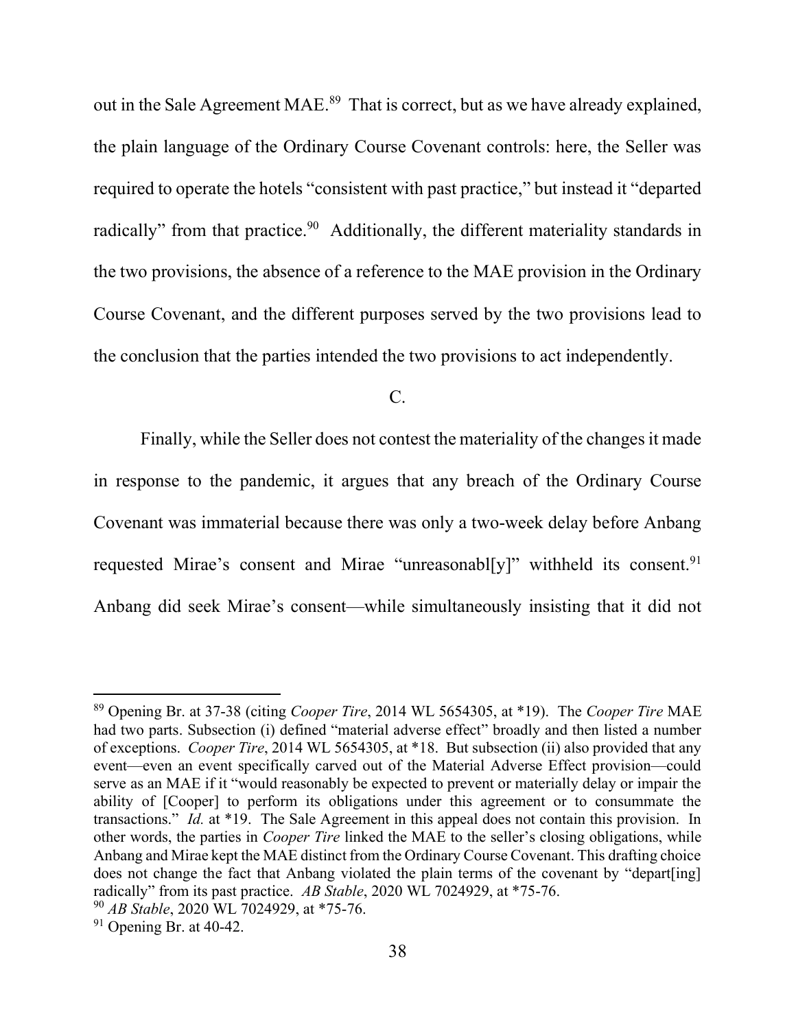out in the Sale Agreement MAE.[89] That is correct, but as we have already explained, the plain language of the Ordinary Course Covenant controls: here, the Seller was required to operate the hotels "consistent with past practice," but instead it "departed radically" from that practice.[90] Additionally, the different materiality standards in the two provisions, the absence of a reference to the MAE provision in the Ordinary Course Covenant, and the different purposes served by the two provisions lead to the conclusion that the parties intended the two provisions to act independently.

C.

Finally, while the Seller does not contest the materiality of the changes it made in response to the pandemic, it argues that any breach of the Ordinary Course Covenant was immaterial because there was only a two-week delay before Anbang requested Mirae's consent and Mirae "unreasonabl[y]" withheld its consent.[91] Anbang did seek Mirae's consent—while simultaneously insisting that it did not

---

[89] Opening Br. at 37-38 (citing *Cooper Tire*, 2014 WL 5654305, at *19). The *Cooper Tire* MAE had two parts. Subsection (i) defined "material adverse effect" broadly and then listed a number of exceptions. *Cooper Tire*, 2014 WL 5654305, at *18. But subsection (ii) also provided that any event—even an event specifically carved out of the Material Adverse Effect provision—could serve as an MAE if it "would reasonably be expected to prevent or materially delay or impair the ability of [Cooper] to perform its obligations under this agreement or to consummate the transactions." *Id.* at *19. The Sale Agreement in this appeal does not contain this provision. In other words, the parties in *Cooper Tire* linked the MAE to the seller's closing obligations, while Anbang and Mirae kept the MAE distinct from the Ordinary Course Covenant. This drafting choice does not change the fact that Anbang violated the plain terms of the covenant by "depart[ing] radically" from its past practice. *AB Stable*, 2020 WL 7024929, at *75-76.

[90] *AB Stable*, 2020 WL 7024929, at *75-76.

[91] Opening Br. at 40-42.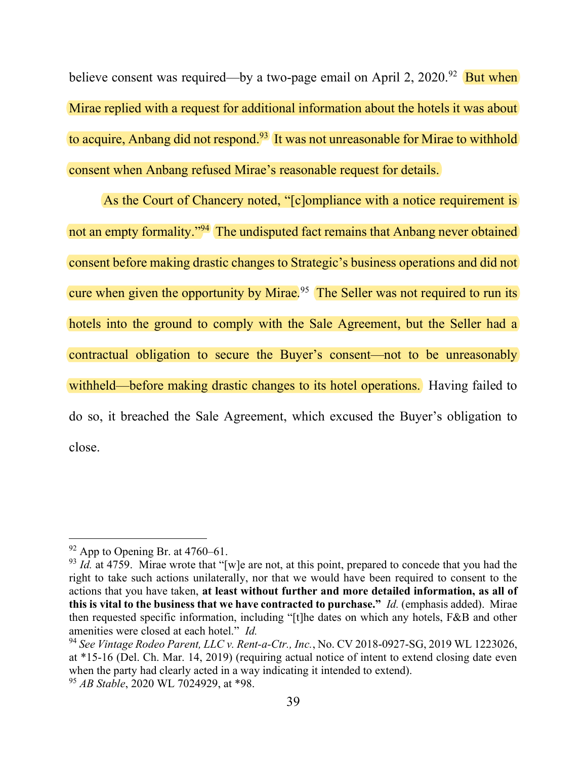believe consent was required—by a two-page email on April 2, 2020.[92] But when Mirae replied with a request for additional information about the hotels it was about to acquire, Anbang did not respond.[93] It was not unreasonable for Mirae to withhold consent when Anbang refused Mirae's reasonable request for details.

As the Court of Chancery noted, "[c]ompliance with a notice requirement is not an empty formality."[94] The undisputed fact remains that Anbang never obtained consent before making drastic changes to Strategic's business operations and did not cure when given the opportunity by Mirae.[95] The Seller was not required to run its hotels into the ground to comply with the Sale Agreement, but the Seller had a contractual obligation to secure the Buyer's consent—not to be unreasonably withheld—before making drastic changes to its hotel operations. Having failed to do so, it breached the Sale Agreement, which excused the Buyer's obligation to close.

---

[92] App to Opening Br. at 4760–61.

[93] *Id.* at 4759. Mirae wrote that "[w]e are not, at this point, prepared to concede that you had the right to take such actions unilaterally, nor that we would have been required to consent to the actions that you have taken, **at least without further and more detailed information, as all of this is vital to the business that we have contracted to purchase."** *Id.* (emphasis added). Mirae then requested specific information, including "[t]he dates on which any hotels, F&B and other amenities were closed at each hotel." *Id.*

[94] *See Vintage Rodeo Parent, LLC v. Rent-a-Ctr., Inc.*, No. CV 2018-0927-SG, 2019 WL 1223026, at *15-16 (Del. Ch. Mar. 14, 2019) (requiring actual notice of intent to extend closing date even when the party had clearly acted in a way indicating it intended to extend).

[95] *AB Stable*, 2020 WL 7024929, at *98.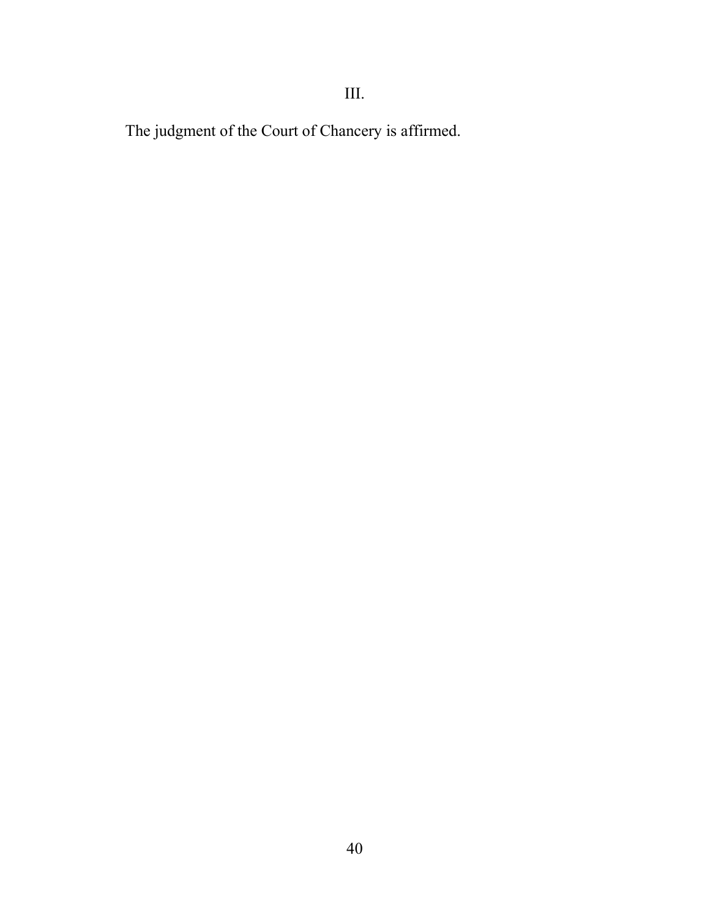## III.

The judgment of the Court of Chancery is affirmed.